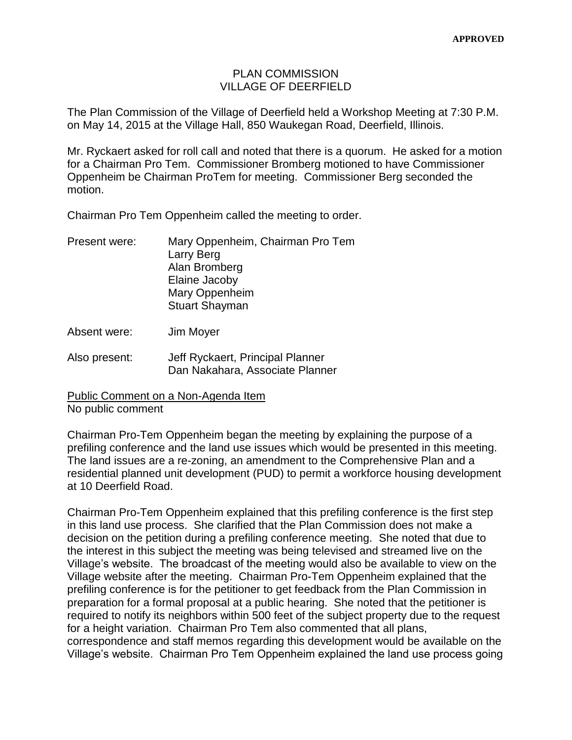**APPROVED**

PLAN COMMISSION
VILLAGE OF DEERFIELD

The Plan Commission of the Village of Deerfield held a Workshop Meeting at 7:30 P.M. on May 14, 2015 at the Village Hall, 850 Waukegan Road, Deerfield, Illinois.

Mr. Ryckaert asked for roll call and noted that there is a quorum. He asked for a motion for a Chairman Pro Tem. Commissioner Bromberg motioned to have Commissioner Oppenheim be Chairman ProTem for meeting. Commissioner Berg seconded the motion.

Chairman Pro Tem Oppenheim called the meeting to order.

Present were: Mary Oppenheim, Chairman Pro Tem
Larry Berg
Alan Bromberg
Elaine Jacoby
Mary Oppenheim
Stuart Shayman

Absent were: Jim Moyer

Also present: Jeff Ryckaert, Principal Planner
Dan Nakahara, Associate Planner

Public Comment on a Non-Agenda Item
No public comment

Chairman Pro-Tem Oppenheim began the meeting by explaining the purpose of a prefiling conference and the land use issues which would be presented in this meeting. The land issues are a re-zoning, an amendment to the Comprehensive Plan and a residential planned unit development (PUD) to permit a workforce housing development at 10 Deerfield Road.

Chairman Pro-Tem Oppenheim explained that this prefiling conference is the first step in this land use process. She clarified that the Plan Commission does not make a decision on the petition during a prefiling conference meeting. She noted that due to the interest in this subject the meeting was being televised and streamed live on the Village's website. The broadcast of the meeting would also be available to view on the Village website after the meeting. Chairman Pro-Tem Oppenheim explained that the prefiling conference is for the petitioner to get feedback from the Plan Commission in preparation for a formal proposal at a public hearing. She noted that the petitioner is required to notify its neighbors within 500 feet of the subject property due to the request for a height variation. Chairman Pro Tem also commented that all plans, correspondence and staff memos regarding this development would be available on the Village's website. Chairman Pro Tem Oppenheim explained the land use process going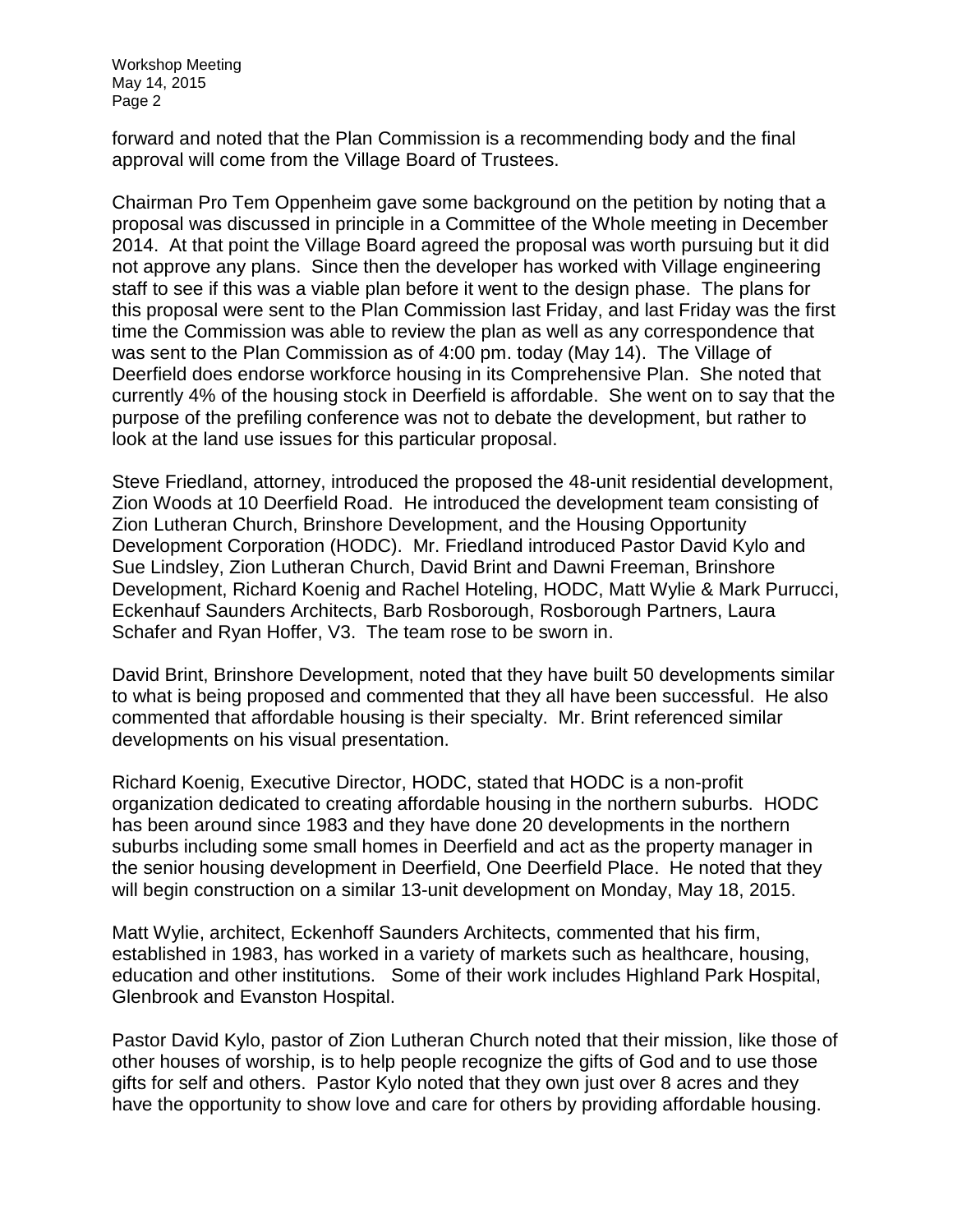forward and noted that the Plan Commission is a recommending body and the final approval will come from the Village Board of Trustees.

Chairman Pro Tem Oppenheim gave some background on the petition by noting that a proposal was discussed in principle in a Committee of the Whole meeting in December 2014. At that point the Village Board agreed the proposal was worth pursuing but it did not approve any plans. Since then the developer has worked with Village engineering staff to see if this was a viable plan before it went to the design phase. The plans for this proposal were sent to the Plan Commission last Friday, and last Friday was the first time the Commission was able to review the plan as well as any correspondence that was sent to the Plan Commission as of 4:00 pm. today (May 14). The Village of Deerfield does endorse workforce housing in its Comprehensive Plan. She noted that currently 4% of the housing stock in Deerfield is affordable. She went on to say that the purpose of the prefiling conference was not to debate the development, but rather to look at the land use issues for this particular proposal.

Steve Friedland, attorney, introduced the proposed the 48-unit residential development, Zion Woods at 10 Deerfield Road. He introduced the development team consisting of Zion Lutheran Church, Brinshore Development, and the Housing Opportunity Development Corporation (HODC). Mr. Friedland introduced Pastor David Kylo and Sue Lindsley, Zion Lutheran Church, David Brint and Dawni Freeman, Brinshore Development, Richard Koenig and Rachel Hoteling, HODC, Matt Wylie & Mark Purrucci, Eckenhauf Saunders Architects, Barb Rosborough, Rosborough Partners, Laura Schafer and Ryan Hoffer, V3. The team rose to be sworn in.

David Brint, Brinshore Development, noted that they have built 50 developments similar to what is being proposed and commented that they all have been successful. He also commented that affordable housing is their specialty. Mr. Brint referenced similar developments on his visual presentation.

Richard Koenig, Executive Director, HODC, stated that HODC is a non-profit organization dedicated to creating affordable housing in the northern suburbs. HODC has been around since 1983 and they have done 20 developments in the northern suburbs including some small homes in Deerfield and act as the property manager in the senior housing development in Deerfield, One Deerfield Place. He noted that they will begin construction on a similar 13-unit development on Monday, May 18, 2015.

Matt Wylie, architect, Eckenhoff Saunders Architects, commented that his firm, established in 1983, has worked in a variety of markets such as healthcare, housing, education and other institutions. Some of their work includes Highland Park Hospital, Glenbrook and Evanston Hospital.

Pastor David Kylo, pastor of Zion Lutheran Church noted that their mission, like those of other houses of worship, is to help people recognize the gifts of God and to use those gifts for self and others. Pastor Kylo noted that they own just over 8 acres and they have the opportunity to show love and care for others by providing affordable housing.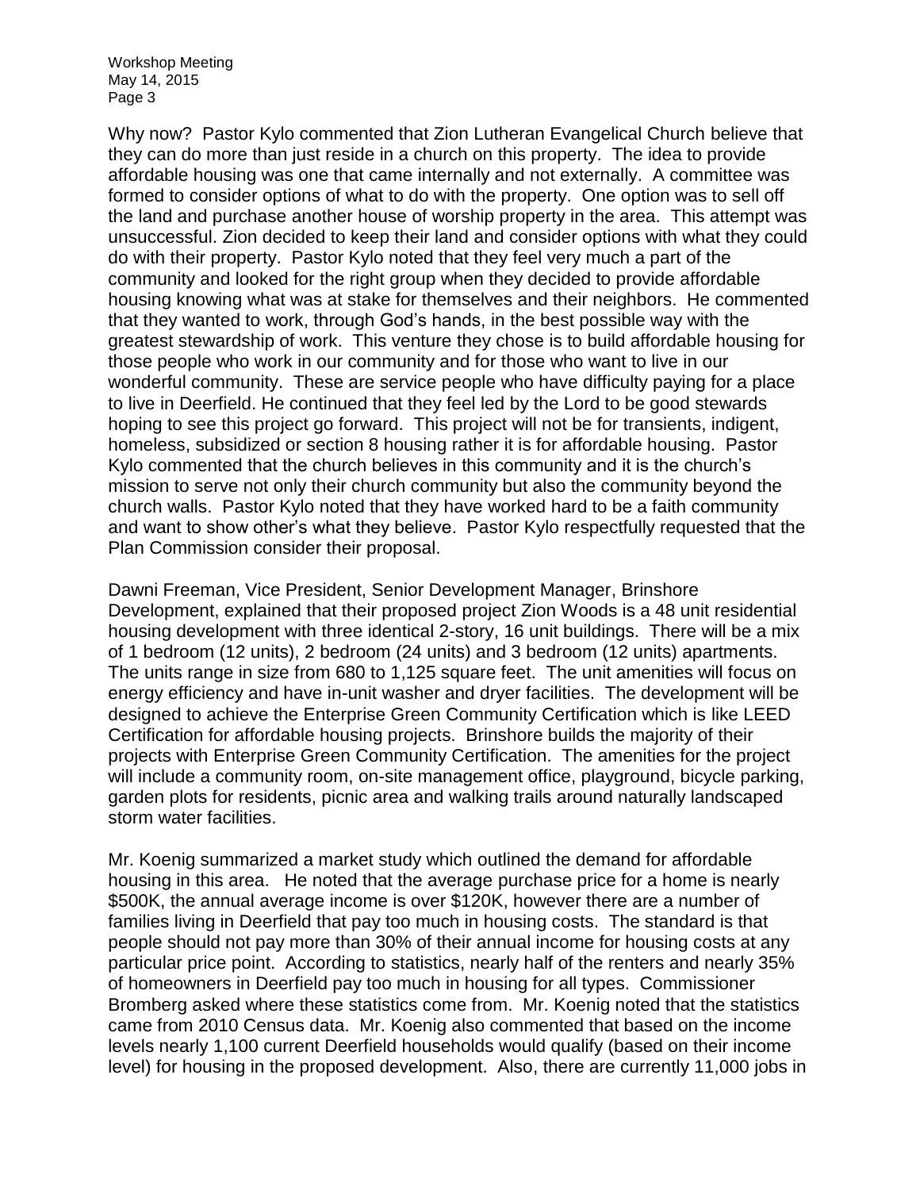Why now? Pastor Kylo commented that Zion Lutheran Evangelical Church believe that they can do more than just reside in a church on this property. The idea to provide affordable housing was one that came internally and not externally. A committee was formed to consider options of what to do with the property. One option was to sell off the land and purchase another house of worship property in the area. This attempt was unsuccessful. Zion decided to keep their land and consider options with what they could do with their property. Pastor Kylo noted that they feel very much a part of the community and looked for the right group when they decided to provide affordable housing knowing what was at stake for themselves and their neighbors. He commented that they wanted to work, through God's hands, in the best possible way with the greatest stewardship of work. This venture they chose is to build affordable housing for those people who work in our community and for those who want to live in our wonderful community. These are service people who have difficulty paying for a place to live in Deerfield. He continued that they feel led by the Lord to be good stewards hoping to see this project go forward. This project will not be for transients, indigent, homeless, subsidized or section 8 housing rather it is for affordable housing. Pastor Kylo commented that the church believes in this community and it is the church's mission to serve not only their church community but also the community beyond the church walls. Pastor Kylo noted that they have worked hard to be a faith community and want to show other's what they believe. Pastor Kylo respectfully requested that the Plan Commission consider their proposal.

Dawni Freeman, Vice President, Senior Development Manager, Brinshore Development, explained that their proposed project Zion Woods is a 48 unit residential housing development with three identical 2-story, 16 unit buildings. There will be a mix of 1 bedroom (12 units), 2 bedroom (24 units) and 3 bedroom (12 units) apartments. The units range in size from 680 to 1,125 square feet. The unit amenities will focus on energy efficiency and have in-unit washer and dryer facilities. The development will be designed to achieve the Enterprise Green Community Certification which is like LEED Certification for affordable housing projects. Brinshore builds the majority of their projects with Enterprise Green Community Certification. The amenities for the project will include a community room, on-site management office, playground, bicycle parking, garden plots for residents, picnic area and walking trails around naturally landscaped storm water facilities.

Mr. Koenig summarized a market study which outlined the demand for affordable housing in this area. He noted that the average purchase price for a home is nearly \$500K, the annual average income is over \$120K, however there are a number of families living in Deerfield that pay too much in housing costs. The standard is that people should not pay more than 30% of their annual income for housing costs at any particular price point. According to statistics, nearly half of the renters and nearly 35% of homeowners in Deerfield pay too much in housing for all types. Commissioner Bromberg asked where these statistics come from. Mr. Koenig noted that the statistics came from 2010 Census data. Mr. Koenig also commented that based on the income levels nearly 1,100 current Deerfield households would qualify (based on their income level) for housing in the proposed development. Also, there are currently 11,000 jobs in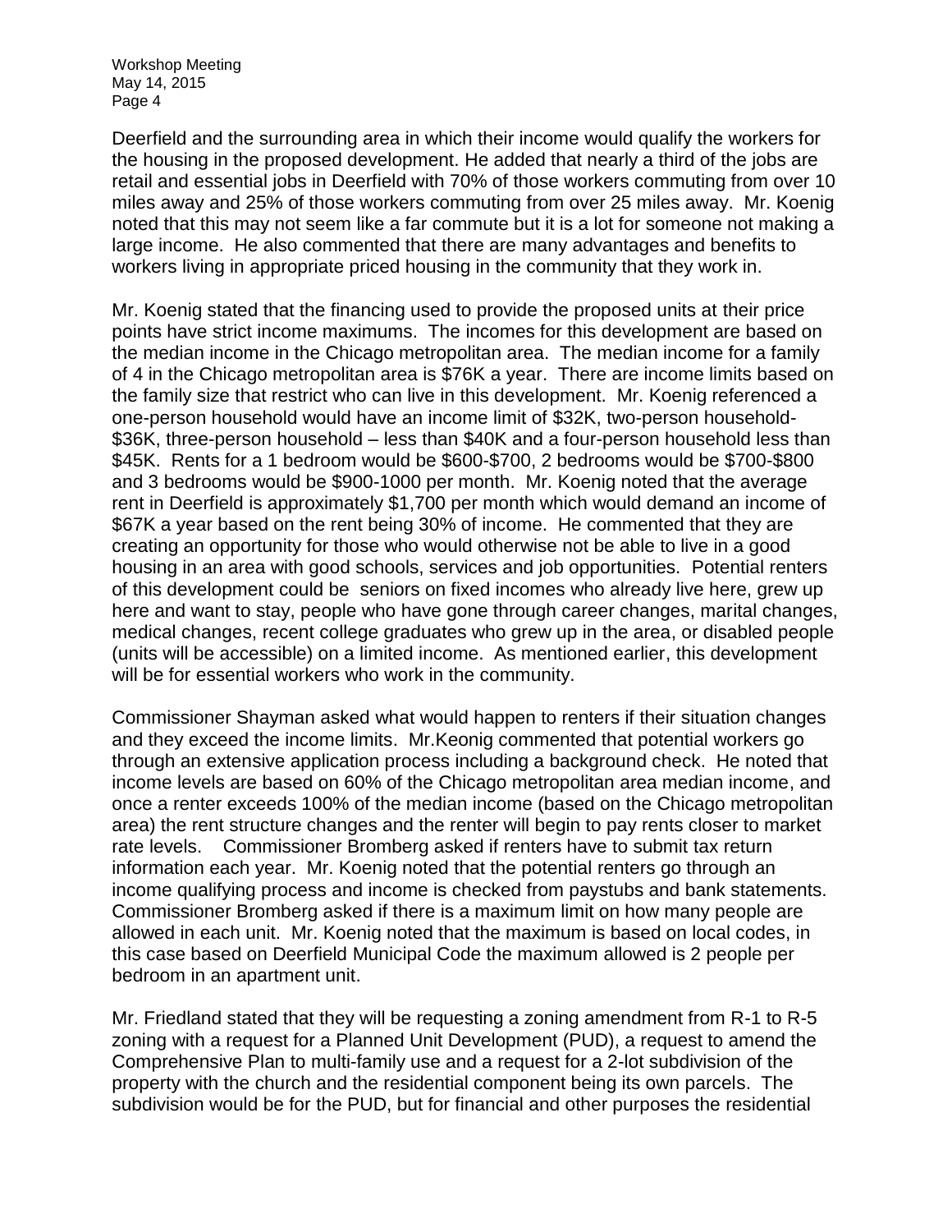Deerfield and the surrounding area in which their income would qualify the workers for the housing in the proposed development. He added that nearly a third of the jobs are retail and essential jobs in Deerfield with 70% of those workers commuting from over 10 miles away and 25% of those workers commuting from over 25 miles away. Mr. Koenig noted that this may not seem like a far commute but it is a lot for someone not making a large income. He also commented that there are many advantages and benefits to workers living in appropriate priced housing in the community that they work in.

Mr. Koenig stated that the financing used to provide the proposed units at their price points have strict income maximums. The incomes for this development are based on the median income in the Chicago metropolitan area. The median income for a family of 4 in the Chicago metropolitan area is $76K a year. There are income limits based on the family size that restrict who can live in this development. Mr. Koenig referenced a one-person household would have an income limit of $32K, two-person household-$36K, three-person household – less than $40K and a four-person household less than $45K. Rents for a 1 bedroom would be $600-$700, 2 bedrooms would be $700-$800 and 3 bedrooms would be $900-1000 per month. Mr. Koenig noted that the average rent in Deerfield is approximately $1,700 per month which would demand an income of $67K a year based on the rent being 30% of income. He commented that they are creating an opportunity for those who would otherwise not be able to live in a good housing in an area with good schools, services and job opportunities. Potential renters of this development could be seniors on fixed incomes who already live here, grew up here and want to stay, people who have gone through career changes, marital changes, medical changes, recent college graduates who grew up in the area, or disabled people (units will be accessible) on a limited income. As mentioned earlier, this development will be for essential workers who work in the community.

Commissioner Shayman asked what would happen to renters if their situation changes and they exceed the income limits. Mr.Keonig commented that potential workers go through an extensive application process including a background check. He noted that income levels are based on 60% of the Chicago metropolitan area median income, and once a renter exceeds 100% of the median income (based on the Chicago metropolitan area) the rent structure changes and the renter will begin to pay rents closer to market rate levels. Commissioner Bromberg asked if renters have to submit tax return information each year. Mr. Koenig noted that the potential renters go through an income qualifying process and income is checked from paystubs and bank statements. Commissioner Bromberg asked if there is a maximum limit on how many people are allowed in each unit. Mr. Koenig noted that the maximum is based on local codes, in this case based on Deerfield Municipal Code the maximum allowed is 2 people per bedroom in an apartment unit.

Mr. Friedland stated that they will be requesting a zoning amendment from R-1 to R-5 zoning with a request for a Planned Unit Development (PUD), a request to amend the Comprehensive Plan to multi-family use and a request for a 2-lot subdivision of the property with the church and the residential component being its own parcels. The subdivision would be for the PUD, but for financial and other purposes the residential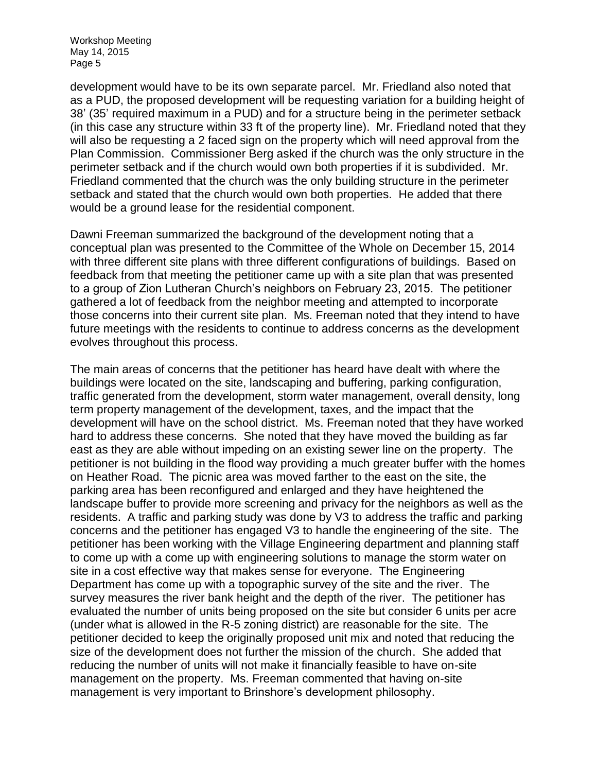development would have to be its own separate parcel. Mr. Friedland also noted that as a PUD, the proposed development will be requesting variation for a building height of 38' (35' required maximum in a PUD) and for a structure being in the perimeter setback (in this case any structure within 33 ft of the property line). Mr. Friedland noted that they will also be requesting a 2 faced sign on the property which will need approval from the Plan Commission. Commissioner Berg asked if the church was the only structure in the perimeter setback and if the church would own both properties if it is subdivided. Mr. Friedland commented that the church was the only building structure in the perimeter setback and stated that the church would own both properties. He added that there would be a ground lease for the residential component.

Dawni Freeman summarized the background of the development noting that a conceptual plan was presented to the Committee of the Whole on December 15, 2014 with three different site plans with three different configurations of buildings. Based on feedback from that meeting the petitioner came up with a site plan that was presented to a group of Zion Lutheran Church's neighbors on February 23, 2015. The petitioner gathered a lot of feedback from the neighbor meeting and attempted to incorporate those concerns into their current site plan. Ms. Freeman noted that they intend to have future meetings with the residents to continue to address concerns as the development evolves throughout this process.

The main areas of concerns that the petitioner has heard have dealt with where the buildings were located on the site, landscaping and buffering, parking configuration, traffic generated from the development, storm water management, overall density, long term property management of the development, taxes, and the impact that the development will have on the school district. Ms. Freeman noted that they have worked hard to address these concerns. She noted that they have moved the building as far east as they are able without impeding on an existing sewer line on the property. The petitioner is not building in the flood way providing a much greater buffer with the homes on Heather Road. The picnic area was moved farther to the east on the site, the parking area has been reconfigured and enlarged and they have heightened the landscape buffer to provide more screening and privacy for the neighbors as well as the residents. A traffic and parking study was done by V3 to address the traffic and parking concerns and the petitioner has engaged V3 to handle the engineering of the site. The petitioner has been working with the Village Engineering department and planning staff to come up with a come up with engineering solutions to manage the storm water on site in a cost effective way that makes sense for everyone. The Engineering Department has come up with a topographic survey of the site and the river. The survey measures the river bank height and the depth of the river. The petitioner has evaluated the number of units being proposed on the site but consider 6 units per acre (under what is allowed in the R-5 zoning district) are reasonable for the site. The petitioner decided to keep the originally proposed unit mix and noted that reducing the size of the development does not further the mission of the church. She added that reducing the number of units will not make it financially feasible to have on-site management on the property. Ms. Freeman commented that having on-site management is very important to Brinshore's development philosophy.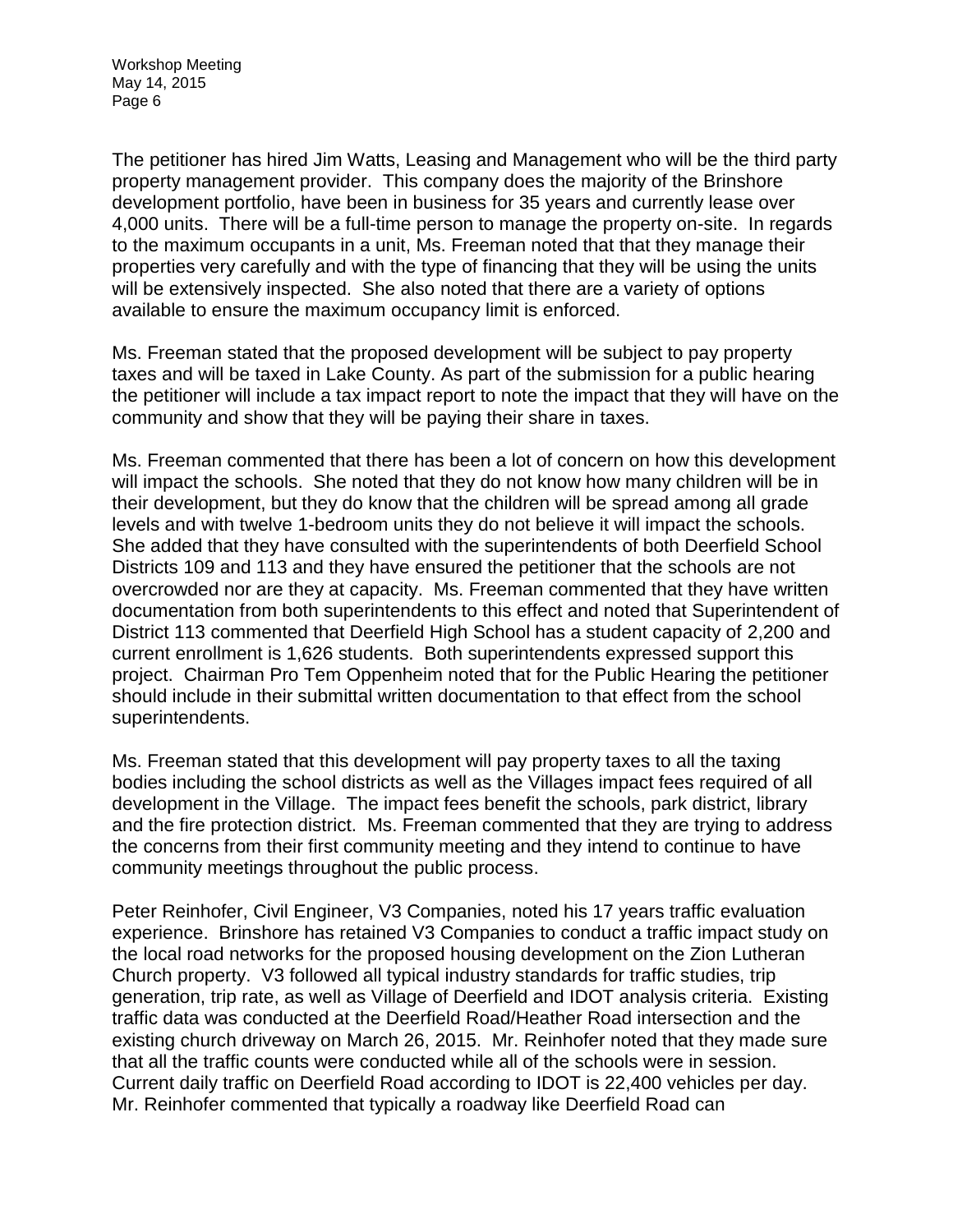The petitioner has hired Jim Watts, Leasing and Management who will be the third party property management provider. This company does the majority of the Brinshore development portfolio, have been in business for 35 years and currently lease over 4,000 units. There will be a full-time person to manage the property on-site. In regards to the maximum occupants in a unit, Ms. Freeman noted that that they manage their properties very carefully and with the type of financing that they will be using the units will be extensively inspected. She also noted that there are a variety of options available to ensure the maximum occupancy limit is enforced.

Ms. Freeman stated that the proposed development will be subject to pay property taxes and will be taxed in Lake County. As part of the submission for a public hearing the petitioner will include a tax impact report to note the impact that they will have on the community and show that they will be paying their share in taxes.

Ms. Freeman commented that there has been a lot of concern on how this development will impact the schools. She noted that they do not know how many children will be in their development, but they do know that the children will be spread among all grade levels and with twelve 1-bedroom units they do not believe it will impact the schools. She added that they have consulted with the superintendents of both Deerfield School Districts 109 and 113 and they have ensured the petitioner that the schools are not overcrowded nor are they at capacity. Ms. Freeman commented that they have written documentation from both superintendents to this effect and noted that Superintendent of District 113 commented that Deerfield High School has a student capacity of 2,200 and current enrollment is 1,626 students. Both superintendents expressed support this project. Chairman Pro Tem Oppenheim noted that for the Public Hearing the petitioner should include in their submittal written documentation to that effect from the school superintendents.

Ms. Freeman stated that this development will pay property taxes to all the taxing bodies including the school districts as well as the Villages impact fees required of all development in the Village. The impact fees benefit the schools, park district, library and the fire protection district. Ms. Freeman commented that they are trying to address the concerns from their first community meeting and they intend to continue to have community meetings throughout the public process.

Peter Reinhofer, Civil Engineer, V3 Companies, noted his 17 years traffic evaluation experience. Brinshore has retained V3 Companies to conduct a traffic impact study on the local road networks for the proposed housing development on the Zion Lutheran Church property. V3 followed all typical industry standards for traffic studies, trip generation, trip rate, as well as Village of Deerfield and IDOT analysis criteria. Existing traffic data was conducted at the Deerfield Road/Heather Road intersection and the existing church driveway on March 26, 2015. Mr. Reinhofer noted that they made sure that all the traffic counts were conducted while all of the schools were in session. Current daily traffic on Deerfield Road according to IDOT is 22,400 vehicles per day. Mr. Reinhofer commented that typically a roadway like Deerfield Road can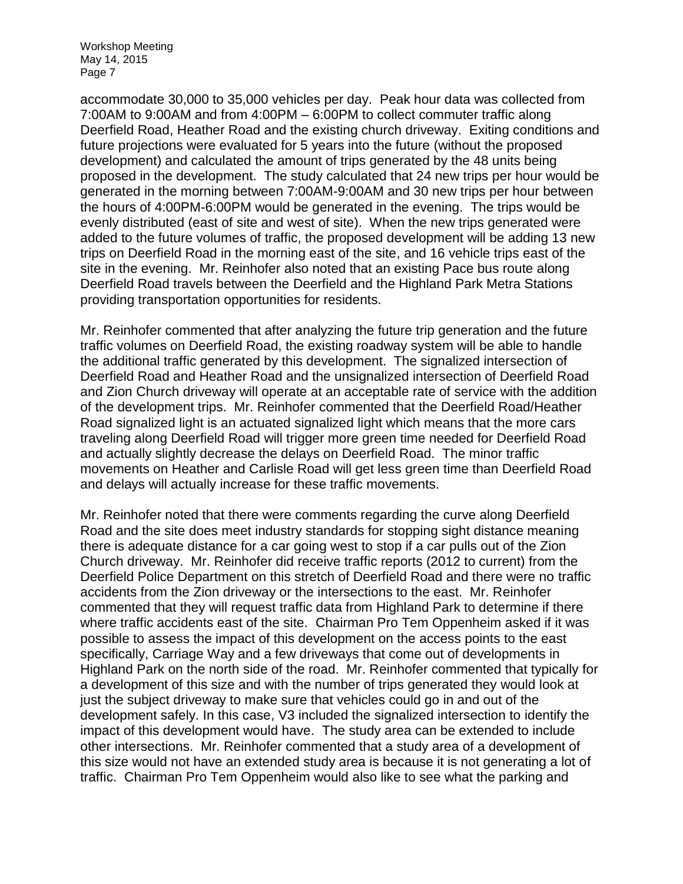accommodate 30,000 to 35,000 vehicles per day. Peak hour data was collected from 7:00AM to 9:00AM and from 4:00PM – 6:00PM to collect commuter traffic along Deerfield Road, Heather Road and the existing church driveway. Exiting conditions and future projections were evaluated for 5 years into the future (without the proposed development) and calculated the amount of trips generated by the 48 units being proposed in the development. The study calculated that 24 new trips per hour would be generated in the morning between 7:00AM-9:00AM and 30 new trips per hour between the hours of 4:00PM-6:00PM would be generated in the evening. The trips would be evenly distributed (east of site and west of site). When the new trips generated were added to the future volumes of traffic, the proposed development will be adding 13 new trips on Deerfield Road in the morning east of the site, and 16 vehicle trips east of the site in the evening. Mr. Reinhofer also noted that an existing Pace bus route along Deerfield Road travels between the Deerfield and the Highland Park Metra Stations providing transportation opportunities for residents.

Mr. Reinhofer commented that after analyzing the future trip generation and the future traffic volumes on Deerfield Road, the existing roadway system will be able to handle the additional traffic generated by this development. The signalized intersection of Deerfield Road and Heather Road and the unsignalized intersection of Deerfield Road and Zion Church driveway will operate at an acceptable rate of service with the addition of the development trips. Mr. Reinhofer commented that the Deerfield Road/Heather Road signalized light is an actuated signalized light which means that the more cars traveling along Deerfield Road will trigger more green time needed for Deerfield Road and actually slightly decrease the delays on Deerfield Road. The minor traffic movements on Heather and Carlisle Road will get less green time than Deerfield Road and delays will actually increase for these traffic movements.

Mr. Reinhofer noted that there were comments regarding the curve along Deerfield Road and the site does meet industry standards for stopping sight distance meaning there is adequate distance for a car going west to stop if a car pulls out of the Zion Church driveway. Mr. Reinhofer did receive traffic reports (2012 to current) from the Deerfield Police Department on this stretch of Deerfield Road and there were no traffic accidents from the Zion driveway or the intersections to the east. Mr. Reinhofer commented that they will request traffic data from Highland Park to determine if there where traffic accidents east of the site. Chairman Pro Tem Oppenheim asked if it was possible to assess the impact of this development on the access points to the east specifically, Carriage Way and a few driveways that come out of developments in Highland Park on the north side of the road. Mr. Reinhofer commented that typically for a development of this size and with the number of trips generated they would look at just the subject driveway to make sure that vehicles could go in and out of the development safely. In this case, V3 included the signalized intersection to identify the impact of this development would have. The study area can be extended to include other intersections. Mr. Reinhofer commented that a study area of a development of this size would not have an extended study area is because it is not generating a lot of traffic. Chairman Pro Tem Oppenheim would also like to see what the parking and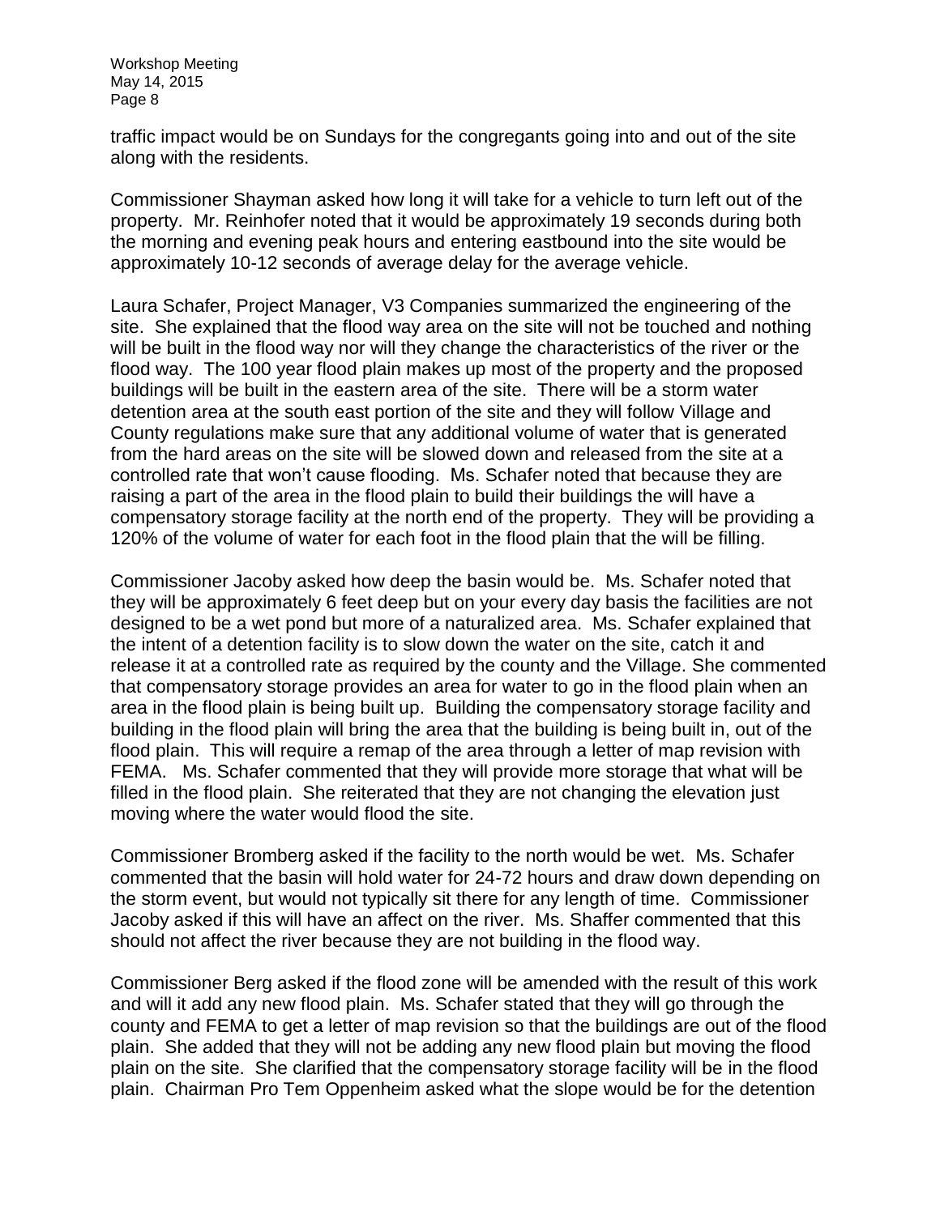traffic impact would be on Sundays for the congregants going into and out of the site along with the residents.

Commissioner Shayman asked how long it will take for a vehicle to turn left out of the property. Mr. Reinhofer noted that it would be approximately 19 seconds during both the morning and evening peak hours and entering eastbound into the site would be approximately 10-12 seconds of average delay for the average vehicle.

Laura Schafer, Project Manager, V3 Companies summarized the engineering of the site. She explained that the flood way area on the site will not be touched and nothing will be built in the flood way nor will they change the characteristics of the river or the flood way. The 100 year flood plain makes up most of the property and the proposed buildings will be built in the eastern area of the site. There will be a storm water detention area at the south east portion of the site and they will follow Village and County regulations make sure that any additional volume of water that is generated from the hard areas on the site will be slowed down and released from the site at a controlled rate that won't cause flooding. Ms. Schafer noted that because they are raising a part of the area in the flood plain to build their buildings the will have a compensatory storage facility at the north end of the property. They will be providing a 120% of the volume of water for each foot in the flood plain that the will be filling.

Commissioner Jacoby asked how deep the basin would be. Ms. Schafer noted that they will be approximately 6 feet deep but on your every day basis the facilities are not designed to be a wet pond but more of a naturalized area. Ms. Schafer explained that the intent of a detention facility is to slow down the water on the site, catch it and release it at a controlled rate as required by the county and the Village. She commented that compensatory storage provides an area for water to go in the flood plain when an area in the flood plain is being built up. Building the compensatory storage facility and building in the flood plain will bring the area that the building is being built in, out of the flood plain. This will require a remap of the area through a letter of map revision with FEMA. Ms. Schafer commented that they will provide more storage that what will be filled in the flood plain. She reiterated that they are not changing the elevation just moving where the water would flood the site.

Commissioner Bromberg asked if the facility to the north would be wet. Ms. Schafer commented that the basin will hold water for 24-72 hours and draw down depending on the storm event, but would not typically sit there for any length of time. Commissioner Jacoby asked if this will have an affect on the river. Ms. Shaffer commented that this should not affect the river because they are not building in the flood way.

Commissioner Berg asked if the flood zone will be amended with the result of this work and will it add any new flood plain. Ms. Schafer stated that they will go through the county and FEMA to get a letter of map revision so that the buildings are out of the flood plain. She added that they will not be adding any new flood plain but moving the flood plain on the site. She clarified that the compensatory storage facility will be in the flood plain. Chairman Pro Tem Oppenheim asked what the slope would be for the detention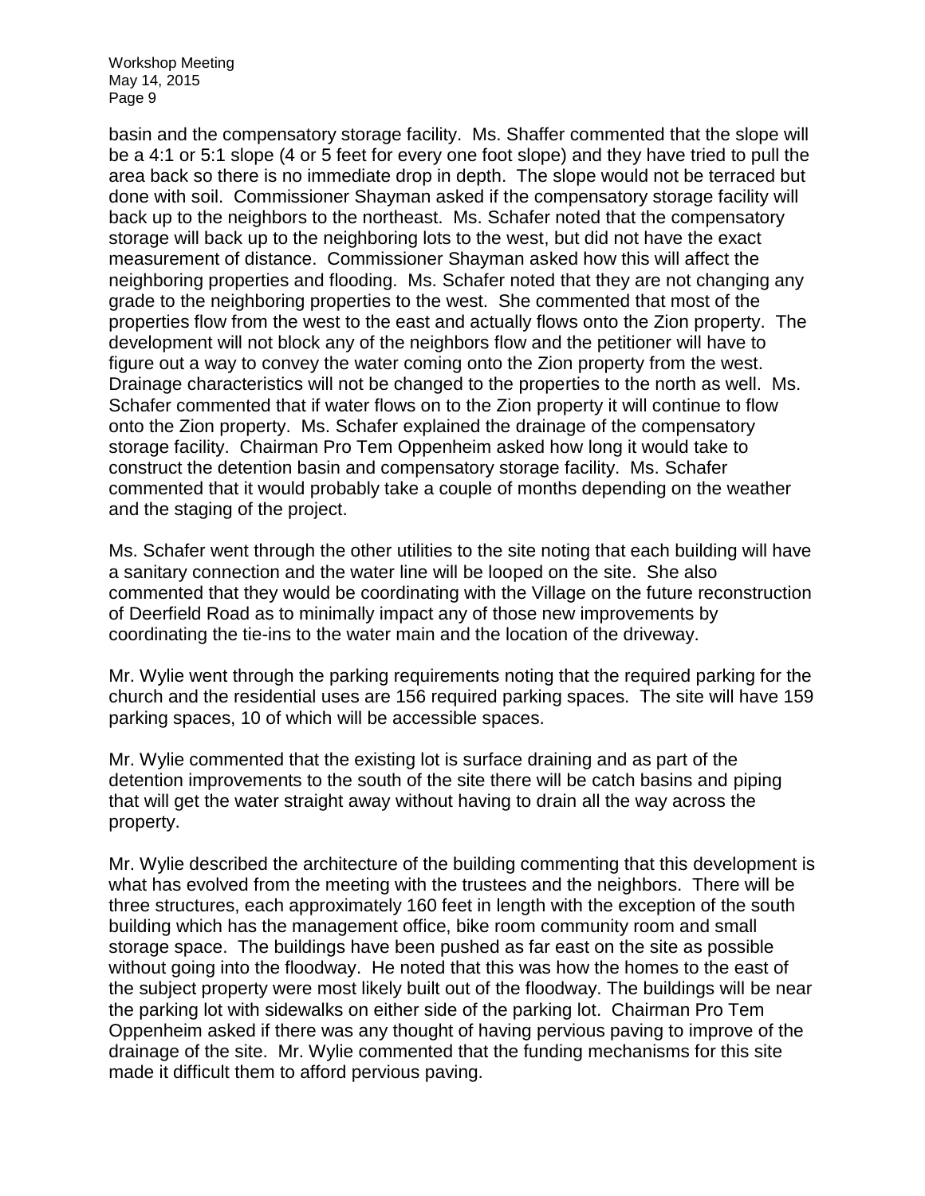basin and the compensatory storage facility. Ms. Shaffer commented that the slope will be a 4:1 or 5:1 slope (4 or 5 feet for every one foot slope) and they have tried to pull the area back so there is no immediate drop in depth. The slope would not be terraced but done with soil. Commissioner Shayman asked if the compensatory storage facility will back up to the neighbors to the northeast. Ms. Schafer noted that the compensatory storage will back up to the neighboring lots to the west, but did not have the exact measurement of distance. Commissioner Shayman asked how this will affect the neighboring properties and flooding. Ms. Schafer noted that they are not changing any grade to the neighboring properties to the west. She commented that most of the properties flow from the west to the east and actually flows onto the Zion property. The development will not block any of the neighbors flow and the petitioner will have to figure out a way to convey the water coming onto the Zion property from the west. Drainage characteristics will not be changed to the properties to the north as well. Ms. Schafer commented that if water flows on to the Zion property it will continue to flow onto the Zion property. Ms. Schafer explained the drainage of the compensatory storage facility. Chairman Pro Tem Oppenheim asked how long it would take to construct the detention basin and compensatory storage facility. Ms. Schafer commented that it would probably take a couple of months depending on the weather and the staging of the project.

Ms. Schafer went through the other utilities to the site noting that each building will have a sanitary connection and the water line will be looped on the site. She also commented that they would be coordinating with the Village on the future reconstruction of Deerfield Road as to minimally impact any of those new improvements by coordinating the tie-ins to the water main and the location of the driveway.

Mr. Wylie went through the parking requirements noting that the required parking for the church and the residential uses are 156 required parking spaces. The site will have 159 parking spaces, 10 of which will be accessible spaces.

Mr. Wylie commented that the existing lot is surface draining and as part of the detention improvements to the south of the site there will be catch basins and piping that will get the water straight away without having to drain all the way across the property.

Mr. Wylie described the architecture of the building commenting that this development is what has evolved from the meeting with the trustees and the neighbors. There will be three structures, each approximately 160 feet in length with the exception of the south building which has the management office, bike room community room and small storage space. The buildings have been pushed as far east on the site as possible without going into the floodway. He noted that this was how the homes to the east of the subject property were most likely built out of the floodway. The buildings will be near the parking lot with sidewalks on either side of the parking lot. Chairman Pro Tem Oppenheim asked if there was any thought of having pervious paving to improve of the drainage of the site. Mr. Wylie commented that the funding mechanisms for this site made it difficult them to afford pervious paving.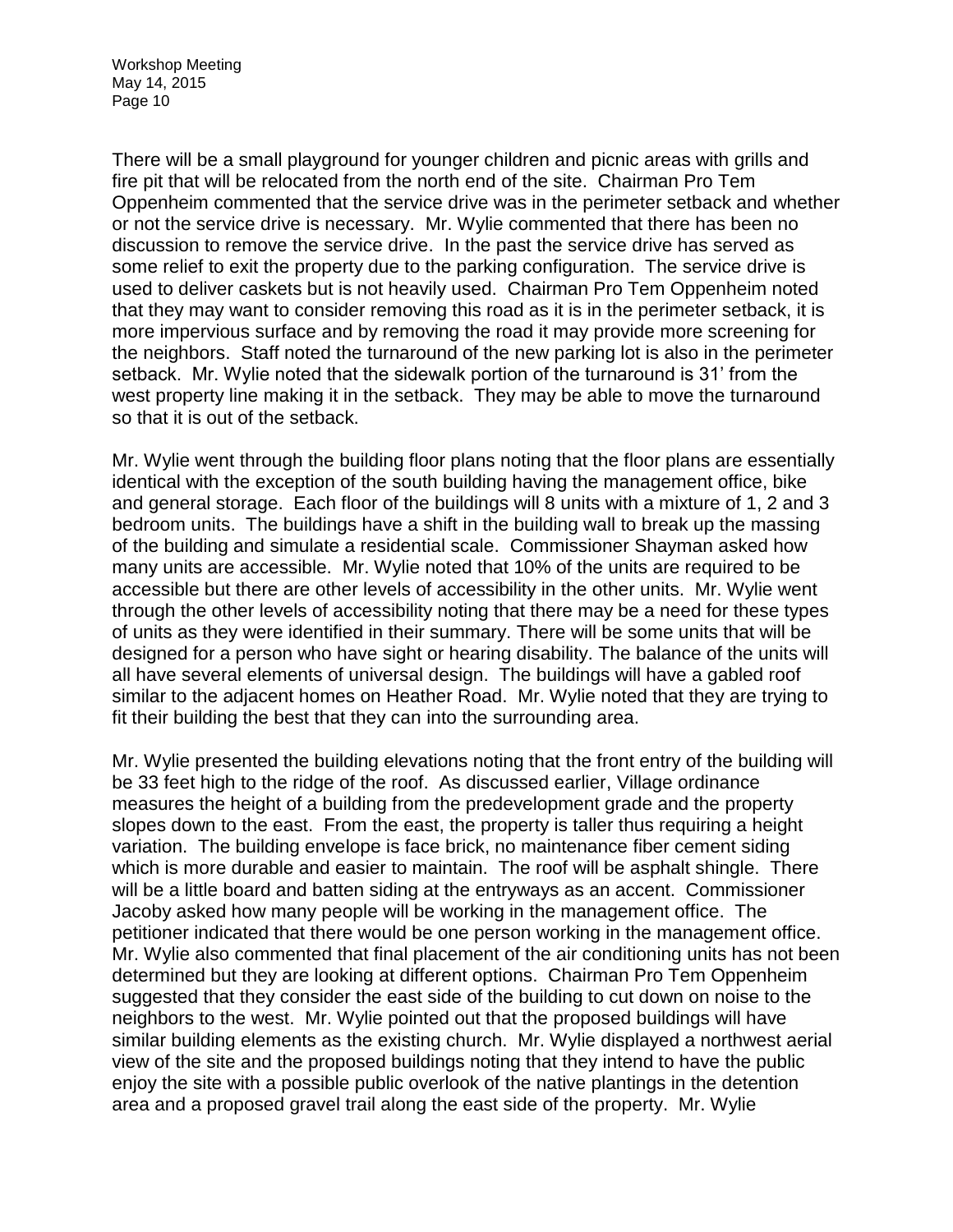There will be a small playground for younger children and picnic areas with grills and fire pit that will be relocated from the north end of the site. Chairman Pro Tem Oppenheim commented that the service drive was in the perimeter setback and whether or not the service drive is necessary. Mr. Wylie commented that there has been no discussion to remove the service drive. In the past the service drive has served as some relief to exit the property due to the parking configuration. The service drive is used to deliver caskets but is not heavily used. Chairman Pro Tem Oppenheim noted that they may want to consider removing this road as it is in the perimeter setback, it is more impervious surface and by removing the road it may provide more screening for the neighbors. Staff noted the turnaround of the new parking lot is also in the perimeter setback. Mr. Wylie noted that the sidewalk portion of the turnaround is 31' from the west property line making it in the setback. They may be able to move the turnaround so that it is out of the setback.

Mr. Wylie went through the building floor plans noting that the floor plans are essentially identical with the exception of the south building having the management office, bike and general storage. Each floor of the buildings will 8 units with a mixture of 1, 2 and 3 bedroom units. The buildings have a shift in the building wall to break up the massing of the building and simulate a residential scale. Commissioner Shayman asked how many units are accessible. Mr. Wylie noted that 10% of the units are required to be accessible but there are other levels of accessibility in the other units. Mr. Wylie went through the other levels of accessibility noting that there may be a need for these types of units as they were identified in their summary. There will be some units that will be designed for a person who have sight or hearing disability. The balance of the units will all have several elements of universal design. The buildings will have a gabled roof similar to the adjacent homes on Heather Road. Mr. Wylie noted that they are trying to fit their building the best that they can into the surrounding area.

Mr. Wylie presented the building elevations noting that the front entry of the building will be 33 feet high to the ridge of the roof. As discussed earlier, Village ordinance measures the height of a building from the predevelopment grade and the property slopes down to the east. From the east, the property is taller thus requiring a height variation. The building envelope is face brick, no maintenance fiber cement siding which is more durable and easier to maintain. The roof will be asphalt shingle. There will be a little board and batten siding at the entryways as an accent. Commissioner Jacoby asked how many people will be working in the management office. The petitioner indicated that there would be one person working in the management office. Mr. Wylie also commented that final placement of the air conditioning units has not been determined but they are looking at different options. Chairman Pro Tem Oppenheim suggested that they consider the east side of the building to cut down on noise to the neighbors to the west. Mr. Wylie pointed out that the proposed buildings will have similar building elements as the existing church. Mr. Wylie displayed a northwest aerial view of the site and the proposed buildings noting that they intend to have the public enjoy the site with a possible public overlook of the native plantings in the detention area and a proposed gravel trail along the east side of the property. Mr. Wylie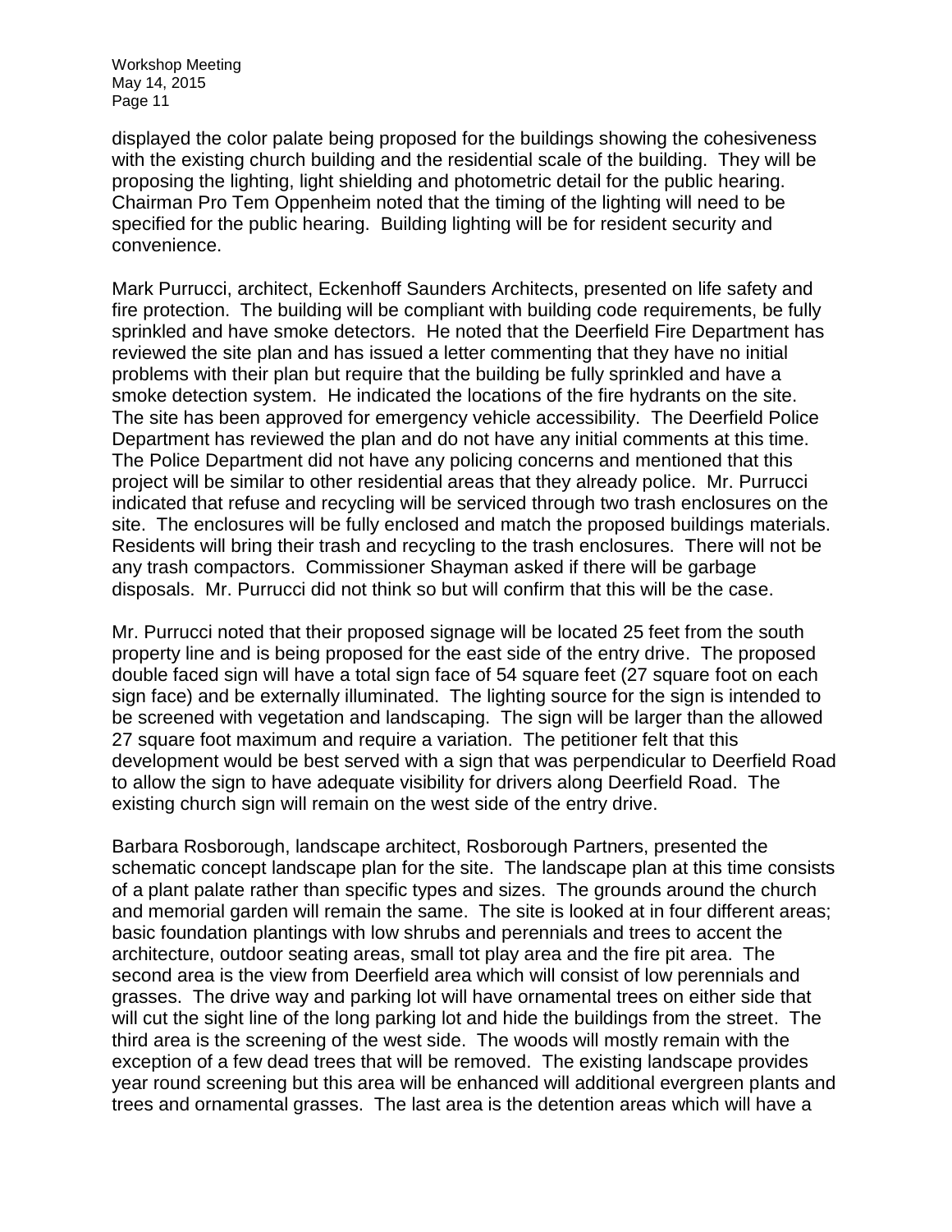displayed the color palate being proposed for the buildings showing the cohesiveness with the existing church building and the residential scale of the building. They will be proposing the lighting, light shielding and photometric detail for the public hearing. Chairman Pro Tem Oppenheim noted that the timing of the lighting will need to be specified for the public hearing. Building lighting will be for resident security and convenience.

Mark Purrucci, architect, Eckenhoff Saunders Architects, presented on life safety and fire protection. The building will be compliant with building code requirements, be fully sprinkled and have smoke detectors. He noted that the Deerfield Fire Department has reviewed the site plan and has issued a letter commenting that they have no initial problems with their plan but require that the building be fully sprinkled and have a smoke detection system. He indicated the locations of the fire hydrants on the site. The site has been approved for emergency vehicle accessibility. The Deerfield Police Department has reviewed the plan and do not have any initial comments at this time. The Police Department did not have any policing concerns and mentioned that this project will be similar to other residential areas that they already police. Mr. Purrucci indicated that refuse and recycling will be serviced through two trash enclosures on the site. The enclosures will be fully enclosed and match the proposed buildings materials. Residents will bring their trash and recycling to the trash enclosures. There will not be any trash compactors. Commissioner Shayman asked if there will be garbage disposals. Mr. Purrucci did not think so but will confirm that this will be the case.

Mr. Purrucci noted that their proposed signage will be located 25 feet from the south property line and is being proposed for the east side of the entry drive. The proposed double faced sign will have a total sign face of 54 square feet (27 square foot on each sign face) and be externally illuminated. The lighting source for the sign is intended to be screened with vegetation and landscaping. The sign will be larger than the allowed 27 square foot maximum and require a variation. The petitioner felt that this development would be best served with a sign that was perpendicular to Deerfield Road to allow the sign to have adequate visibility for drivers along Deerfield Road. The existing church sign will remain on the west side of the entry drive.

Barbara Rosborough, landscape architect, Rosborough Partners, presented the schematic concept landscape plan for the site. The landscape plan at this time consists of a plant palate rather than specific types and sizes. The grounds around the church and memorial garden will remain the same. The site is looked at in four different areas; basic foundation plantings with low shrubs and perennials and trees to accent the architecture, outdoor seating areas, small tot play area and the fire pit area. The second area is the view from Deerfield area which will consist of low perennials and grasses. The drive way and parking lot will have ornamental trees on either side that will cut the sight line of the long parking lot and hide the buildings from the street. The third area is the screening of the west side. The woods will mostly remain with the exception of a few dead trees that will be removed. The existing landscape provides year round screening but this area will be enhanced will additional evergreen plants and trees and ornamental grasses. The last area is the detention areas which will have a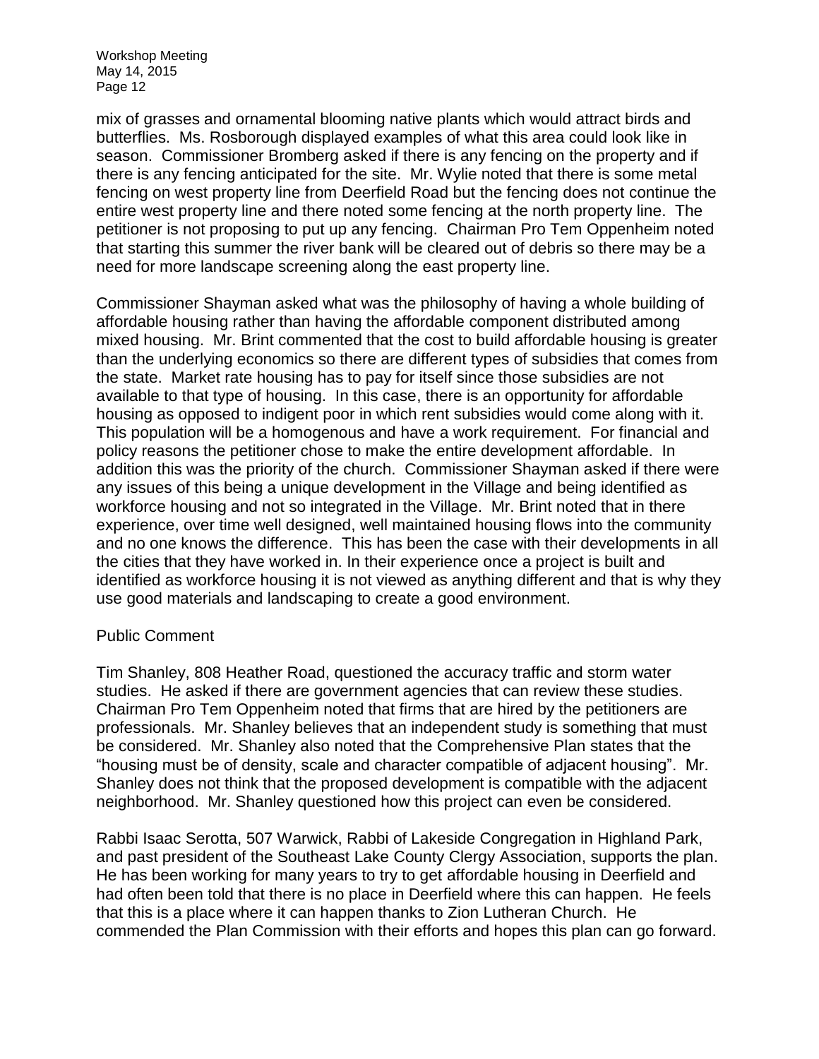mix of grasses and ornamental blooming native plants which would attract birds and butterflies. Ms. Rosborough displayed examples of what this area could look like in season. Commissioner Bromberg asked if there is any fencing on the property and if there is any fencing anticipated for the site. Mr. Wylie noted that there is some metal fencing on west property line from Deerfield Road but the fencing does not continue the entire west property line and there noted some fencing at the north property line. The petitioner is not proposing to put up any fencing. Chairman Pro Tem Oppenheim noted that starting this summer the river bank will be cleared out of debris so there may be a need for more landscape screening along the east property line.

Commissioner Shayman asked what was the philosophy of having a whole building of affordable housing rather than having the affordable component distributed among mixed housing. Mr. Brint commented that the cost to build affordable housing is greater than the underlying economics so there are different types of subsidies that comes from the state. Market rate housing has to pay for itself since those subsidies are not available to that type of housing. In this case, there is an opportunity for affordable housing as opposed to indigent poor in which rent subsidies would come along with it. This population will be a homogenous and have a work requirement. For financial and policy reasons the petitioner chose to make the entire development affordable. In addition this was the priority of the church. Commissioner Shayman asked if there were any issues of this being a unique development in the Village and being identified as workforce housing and not so integrated in the Village. Mr. Brint noted that in there experience, over time well designed, well maintained housing flows into the community and no one knows the difference. This has been the case with their developments in all the cities that they have worked in. In their experience once a project is built and identified as workforce housing it is not viewed as anything different and that is why they use good materials and landscaping to create a good environment.

Public Comment

Tim Shanley, 808 Heather Road, questioned the accuracy traffic and storm water studies. He asked if there are government agencies that can review these studies. Chairman Pro Tem Oppenheim noted that firms that are hired by the petitioners are professionals. Mr. Shanley believes that an independent study is something that must be considered. Mr. Shanley also noted that the Comprehensive Plan states that the "housing must be of density, scale and character compatible of adjacent housing". Mr. Shanley does not think that the proposed development is compatible with the adjacent neighborhood. Mr. Shanley questioned how this project can even be considered.

Rabbi Isaac Serotta, 507 Warwick, Rabbi of Lakeside Congregation in Highland Park, and past president of the Southeast Lake County Clergy Association, supports the plan. He has been working for many years to try to get affordable housing in Deerfield and had often been told that there is no place in Deerfield where this can happen. He feels that this is a place where it can happen thanks to Zion Lutheran Church. He commended the Plan Commission with their efforts and hopes this plan can go forward.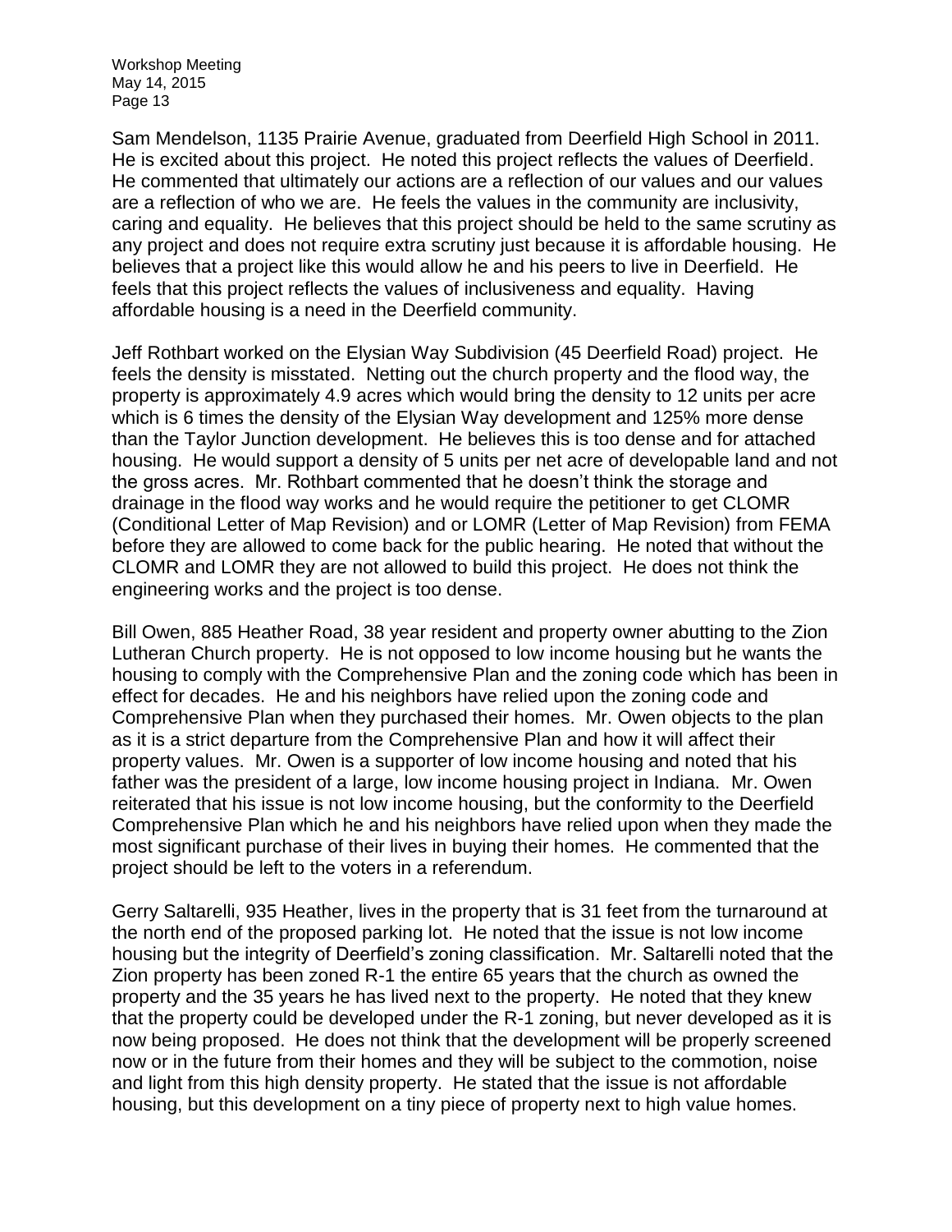Sam Mendelson, 1135 Prairie Avenue, graduated from Deerfield High School in 2011. He is excited about this project. He noted this project reflects the values of Deerfield. He commented that ultimately our actions are a reflection of our values and our values are a reflection of who we are. He feels the values in the community are inclusivity, caring and equality. He believes that this project should be held to the same scrutiny as any project and does not require extra scrutiny just because it is affordable housing. He believes that a project like this would allow he and his peers to live in Deerfield. He feels that this project reflects the values of inclusiveness and equality. Having affordable housing is a need in the Deerfield community.

Jeff Rothbart worked on the Elysian Way Subdivision (45 Deerfield Road) project. He feels the density is misstated. Netting out the church property and the flood way, the property is approximately 4.9 acres which would bring the density to 12 units per acre which is 6 times the density of the Elysian Way development and 125% more dense than the Taylor Junction development. He believes this is too dense and for attached housing. He would support a density of 5 units per net acre of developable land and not the gross acres. Mr. Rothbart commented that he doesn't think the storage and drainage in the flood way works and he would require the petitioner to get CLOMR (Conditional Letter of Map Revision) and or LOMR (Letter of Map Revision) from FEMA before they are allowed to come back for the public hearing. He noted that without the CLOMR and LOMR they are not allowed to build this project. He does not think the engineering works and the project is too dense.

Bill Owen, 885 Heather Road, 38 year resident and property owner abutting to the Zion Lutheran Church property. He is not opposed to low income housing but he wants the housing to comply with the Comprehensive Plan and the zoning code which has been in effect for decades. He and his neighbors have relied upon the zoning code and Comprehensive Plan when they purchased their homes. Mr. Owen objects to the plan as it is a strict departure from the Comprehensive Plan and how it will affect their property values. Mr. Owen is a supporter of low income housing and noted that his father was the president of a large, low income housing project in Indiana. Mr. Owen reiterated that his issue is not low income housing, but the conformity to the Deerfield Comprehensive Plan which he and his neighbors have relied upon when they made the most significant purchase of their lives in buying their homes. He commented that the project should be left to the voters in a referendum.

Gerry Saltarelli, 935 Heather, lives in the property that is 31 feet from the turnaround at the north end of the proposed parking lot. He noted that the issue is not low income housing but the integrity of Deerfield's zoning classification. Mr. Saltarelli noted that the Zion property has been zoned R-1 the entire 65 years that the church as owned the property and the 35 years he has lived next to the property. He noted that they knew that the property could be developed under the R-1 zoning, but never developed as it is now being proposed. He does not think that the development will be properly screened now or in the future from their homes and they will be subject to the commotion, noise and light from this high density property. He stated that the issue is not affordable housing, but this development on a tiny piece of property next to high value homes.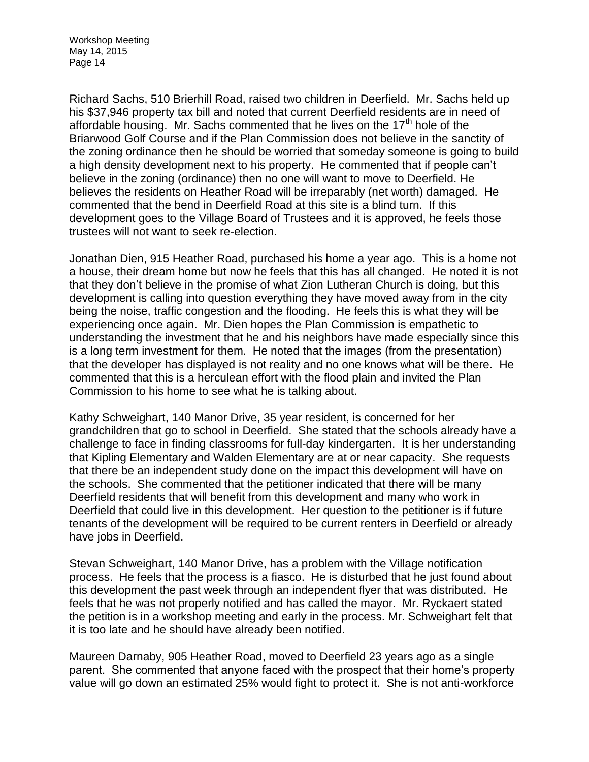Richard Sachs, 510 Brierhill Road, raised two children in Deerfield. Mr. Sachs held up his $37,946 property tax bill and noted that current Deerfield residents are in need of affordable housing. Mr. Sachs commented that he lives on the 17th hole of the Briarwood Golf Course and if the Plan Commission does not believe in the sanctity of the zoning ordinance then he should be worried that someday someone is going to build a high density development next to his property. He commented that if people can't believe in the zoning (ordinance) then no one will want to move to Deerfield. He believes the residents on Heather Road will be irreparably (net worth) damaged. He commented that the bend in Deerfield Road at this site is a blind turn. If this development goes to the Village Board of Trustees and it is approved, he feels those trustees will not want to seek re-election.

Jonathan Dien, 915 Heather Road, purchased his home a year ago. This is a home not a house, their dream home but now he feels that this has all changed. He noted it is not that they don't believe in the promise of what Zion Lutheran Church is doing, but this development is calling into question everything they have moved away from in the city being the noise, traffic congestion and the flooding. He feels this is what they will be experiencing once again. Mr. Dien hopes the Plan Commission is empathetic to understanding the investment that he and his neighbors have made especially since this is a long term investment for them. He noted that the images (from the presentation) that the developer has displayed is not reality and no one knows what will be there. He commented that this is a herculean effort with the flood plain and invited the Plan Commission to his home to see what he is talking about.

Kathy Schweighart, 140 Manor Drive, 35 year resident, is concerned for her grandchildren that go to school in Deerfield. She stated that the schools already have a challenge to face in finding classrooms for full-day kindergarten. It is her understanding that Kipling Elementary and Walden Elementary are at or near capacity. She requests that there be an independent study done on the impact this development will have on the schools. She commented that the petitioner indicated that there will be many Deerfield residents that will benefit from this development and many who work in Deerfield that could live in this development. Her question to the petitioner is if future tenants of the development will be required to be current renters in Deerfield or already have jobs in Deerfield.

Stevan Schweighart, 140 Manor Drive, has a problem with the Village notification process. He feels that the process is a fiasco. He is disturbed that he just found about this development the past week through an independent flyer that was distributed. He feels that he was not properly notified and has called the mayor. Mr. Ryckaert stated the petition is in a workshop meeting and early in the process. Mr. Schweighart felt that it is too late and he should have already been notified.

Maureen Darnaby, 905 Heather Road, moved to Deerfield 23 years ago as a single parent. She commented that anyone faced with the prospect that their home's property value will go down an estimated 25% would fight to protect it. She is not anti-workforce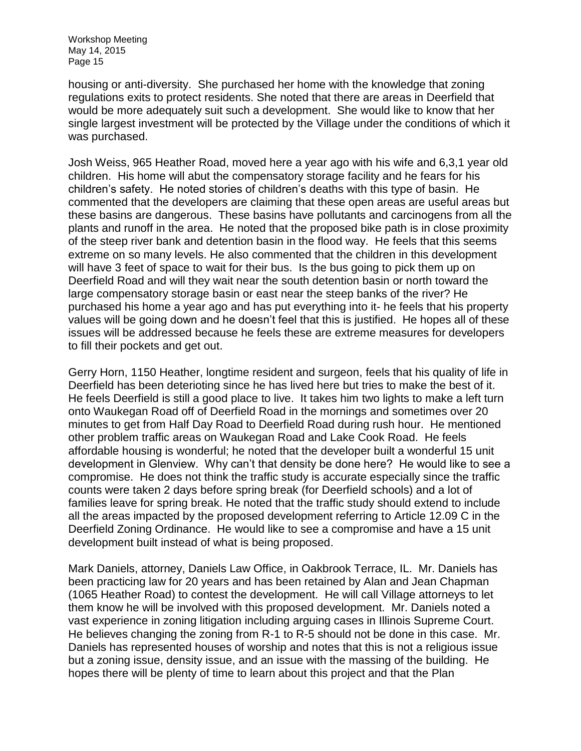housing or anti-diversity. She purchased her home with the knowledge that zoning regulations exits to protect residents. She noted that there are areas in Deerfield that would be more adequately suit such a development. She would like to know that her single largest investment will be protected by the Village under the conditions of which it was purchased.

Josh Weiss, 965 Heather Road, moved here a year ago with his wife and 6,3,1 year old children. His home will abut the compensatory storage facility and he fears for his children's safety. He noted stories of children's deaths with this type of basin. He commented that the developers are claiming that these open areas are useful areas but these basins are dangerous. These basins have pollutants and carcinogens from all the plants and runoff in the area. He noted that the proposed bike path is in close proximity of the steep river bank and detention basin in the flood way. He feels that this seems extreme on so many levels. He also commented that the children in this development will have 3 feet of space to wait for their bus. Is the bus going to pick them up on Deerfield Road and will they wait near the south detention basin or north toward the large compensatory storage basin or east near the steep banks of the river? He purchased his home a year ago and has put everything into it- he feels that his property values will be going down and he doesn't feel that this is justified. He hopes all of these issues will be addressed because he feels these are extreme measures for developers to fill their pockets and get out.

Gerry Horn, 1150 Heather, longtime resident and surgeon, feels that his quality of life in Deerfield has been deteriotting since he has lived here but tries to make the best of it. He feels Deerfield is still a good place to live. It takes him two lights to make a left turn onto Waukegan Road off of Deerfield Road in the mornings and sometimes over 20 minutes to get from Half Day Road to Deerfield Road during rush hour. He mentioned other problem traffic areas on Waukegan Road and Lake Cook Road. He feels affordable housing is wonderful; he noted that the developer built a wonderful 15 unit development in Glenview. Why can't that density be done here? He would like to see a compromise. He does not think the traffic study is accurate especially since the traffic counts were taken 2 days before spring break (for Deerfield schools) and a lot of families leave for spring break. He noted that the traffic study should extend to include all the areas impacted by the proposed development referring to Article 12.09 C in the Deerfield Zoning Ordinance. He would like to see a compromise and have a 15 unit development built instead of what is being proposed.

Mark Daniels, attorney, Daniels Law Office, in Oakbrook Terrace, IL. Mr. Daniels has been practicing law for 20 years and has been retained by Alan and Jean Chapman (1065 Heather Road) to contest the development. He will call Village attorneys to let them know he will be involved with this proposed development. Mr. Daniels noted a vast experience in zoning litigation including arguing cases in Illinois Supreme Court. He believes changing the zoning from R-1 to R-5 should not be done in this case. Mr. Daniels has represented houses of worship and notes that this is not a religious issue but a zoning issue, density issue, and an issue with the massing of the building. He hopes there will be plenty of time to learn about this project and that the Plan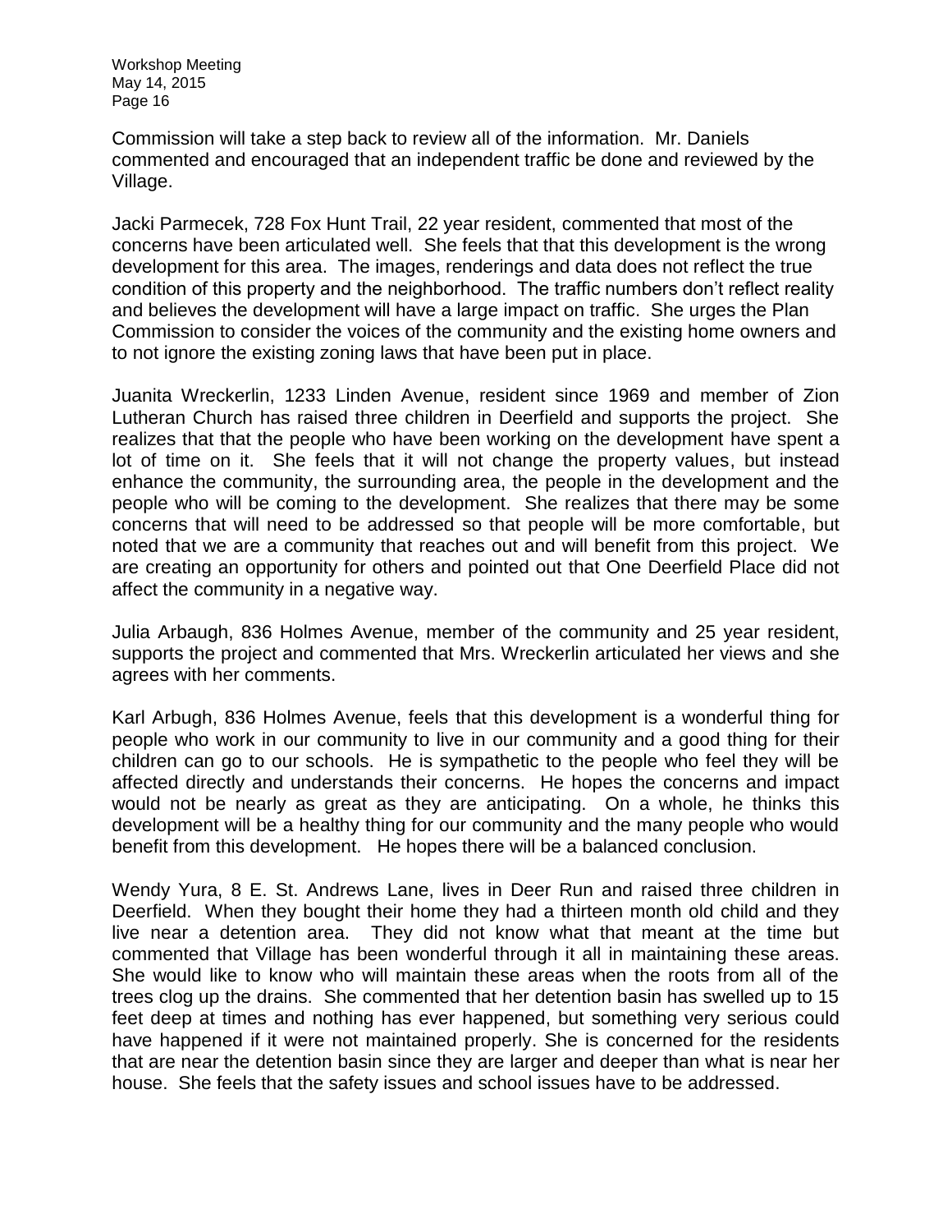Commission will take a step back to review all of the information. Mr. Daniels commented and encouraged that an independent traffic be done and reviewed by the Village.

Jacki Parmecek, 728 Fox Hunt Trail, 22 year resident, commented that most of the concerns have been articulated well. She feels that that this development is the wrong development for this area. The images, renderings and data does not reflect the true condition of this property and the neighborhood. The traffic numbers don't reflect reality and believes the development will have a large impact on traffic. She urges the Plan Commission to consider the voices of the community and the existing home owners and to not ignore the existing zoning laws that have been put in place.

Juanita Wreckerlin, 1233 Linden Avenue, resident since 1969 and member of Zion Lutheran Church has raised three children in Deerfield and supports the project. She realizes that that the people who have been working on the development have spent a lot of time on it. She feels that it will not change the property values, but instead enhance the community, the surrounding area, the people in the development and the people who will be coming to the development. She realizes that there may be some concerns that will need to be addressed so that people will be more comfortable, but noted that we are a community that reaches out and will benefit from this project. We are creating an opportunity for others and pointed out that One Deerfield Place did not affect the community in a negative way.

Julia Arbaugh, 836 Holmes Avenue, member of the community and 25 year resident, supports the project and commented that Mrs. Wreckerlin articulated her views and she agrees with her comments.

Karl Arbugh, 836 Holmes Avenue, feels that this development is a wonderful thing for people who work in our community to live in our community and a good thing for their children can go to our schools. He is sympathetic to the people who feel they will be affected directly and understands their concerns. He hopes the concerns and impact would not be nearly as great as they are anticipating. On a whole, he thinks this development will be a healthy thing for our community and the many people who would benefit from this development. He hopes there will be a balanced conclusion.

Wendy Yura, 8 E. St. Andrews Lane, lives in Deer Run and raised three children in Deerfield. When they bought their home they had a thirteen month old child and they live near a detention area. They did not know what that meant at the time but commented that Village has been wonderful through it all in maintaining these areas. She would like to know who will maintain these areas when the roots from all of the trees clog up the drains. She commented that her detention basin has swelled up to 15 feet deep at times and nothing has ever happened, but something very serious could have happened if it were not maintained properly. She is concerned for the residents that are near the detention basin since they are larger and deeper than what is near her house. She feels that the safety issues and school issues have to be addressed.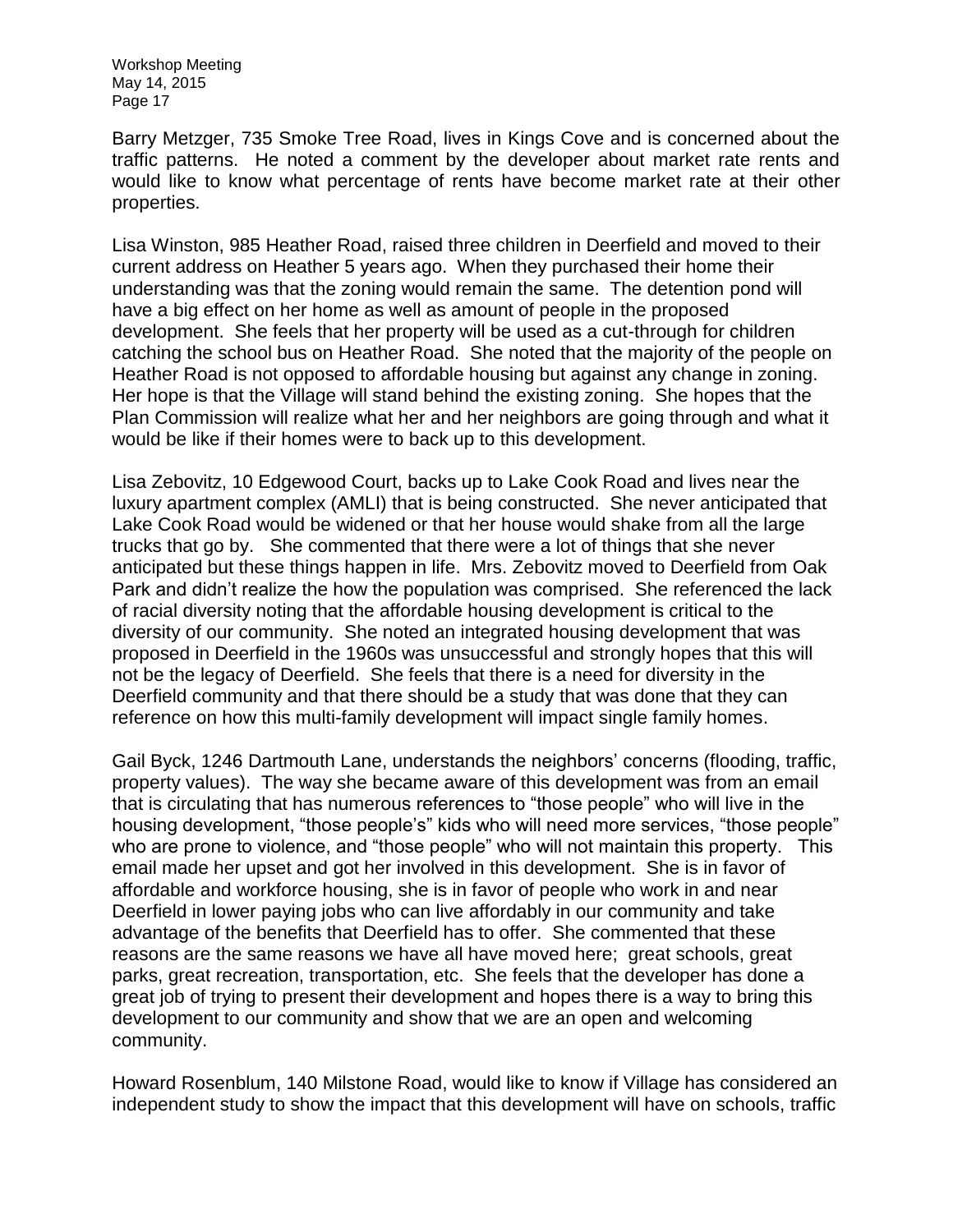Barry Metzger, 735 Smoke Tree Road, lives in Kings Cove and is concerned about the traffic patterns. He noted a comment by the developer about market rate rents and would like to know what percentage of rents have become market rate at their other properties.

Lisa Winston, 985 Heather Road, raised three children in Deerfield and moved to their current address on Heather 5 years ago. When they purchased their home their understanding was that the zoning would remain the same. The detention pond will have a big effect on her home as well as amount of people in the proposed development. She feels that her property will be used as a cut-through for children catching the school bus on Heather Road. She noted that the majority of the people on Heather Road is not opposed to affordable housing but against any change in zoning. Her hope is that the Village will stand behind the existing zoning. She hopes that the Plan Commission will realize what her and her neighbors are going through and what it would be like if their homes were to back up to this development.

Lisa Zebovitz, 10 Edgewood Court, backs up to Lake Cook Road and lives near the luxury apartment complex (AMLI) that is being constructed. She never anticipated that Lake Cook Road would be widened or that her house would shake from all the large trucks that go by. She commented that there were a lot of things that she never anticipated but these things happen in life. Mrs. Zebovitz moved to Deerfield from Oak Park and didn't realize the how the population was comprised. She referenced the lack of racial diversity noting that the affordable housing development is critical to the diversity of our community. She noted an integrated housing development that was proposed in Deerfield in the 1960s was unsuccessful and strongly hopes that this will not be the legacy of Deerfield. She feels that there is a need for diversity in the Deerfield community and that there should be a study that was done that they can reference on how this multi-family development will impact single family homes.

Gail Byck, 1246 Dartmouth Lane, understands the neighbors' concerns (flooding, traffic, property values). The way she became aware of this development was from an email that is circulating that has numerous references to "those people" who will live in the housing development, "those people's" kids who will need more services, "those people" who are prone to violence, and "those people" who will not maintain this property. This email made her upset and got her involved in this development. She is in favor of affordable and workforce housing, she is in favor of people who work in and near Deerfield in lower paying jobs who can live affordably in our community and take advantage of the benefits that Deerfield has to offer. She commented that these reasons are the same reasons we have all have moved here; great schools, great parks, great recreation, transportation, etc. She feels that the developer has done a great job of trying to present their development and hopes there is a way to bring this development to our community and show that we are an open and welcoming community.

Howard Rosenblum, 140 Milstone Road, would like to know if Village has considered an independent study to show the impact that this development will have on schools, traffic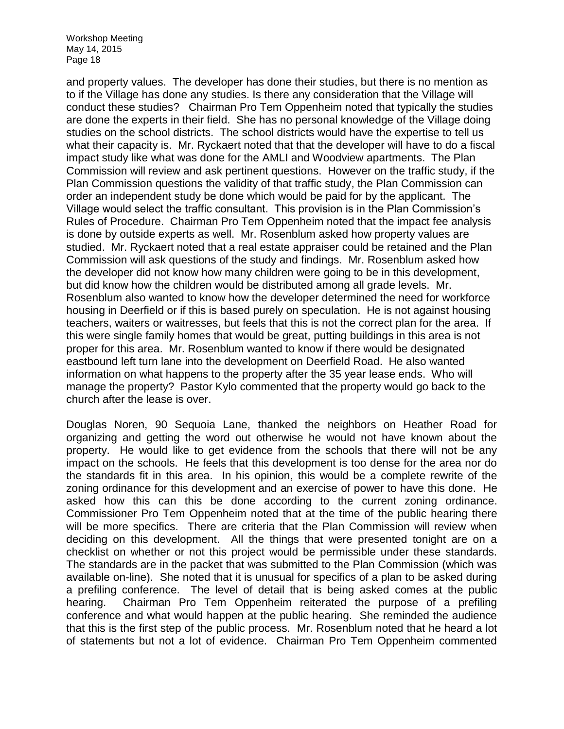and property values. The developer has done their studies, but there is no mention as to if the Village has done any studies. Is there any consideration that the Village will conduct these studies? Chairman Pro Tem Oppenheim noted that typically the studies are done the experts in their field. She has no personal knowledge of the Village doing studies on the school districts. The school districts would have the expertise to tell us what their capacity is. Mr. Ryckaert noted that that the developer will have to do a fiscal impact study like what was done for the AMLI and Woodview apartments. The Plan Commission will review and ask pertinent questions. However on the traffic study, if the Plan Commission questions the validity of that traffic study, the Plan Commission can order an independent study be done which would be paid for by the applicant. The Village would select the traffic consultant. This provision is in the Plan Commission's Rules of Procedure. Chairman Pro Tem Oppenheim noted that the impact fee analysis is done by outside experts as well. Mr. Rosenblum asked how property values are studied. Mr. Ryckaert noted that a real estate appraiser could be retained and the Plan Commission will ask questions of the study and findings. Mr. Rosenblum asked how the developer did not know how many children were going to be in this development, but did know how the children would be distributed among all grade levels. Mr. Rosenblum also wanted to know how the developer determined the need for workforce housing in Deerfield or if this is based purely on speculation. He is not against housing teachers, waiters or waitresses, but feels that this is not the correct plan for the area. If this were single family homes that would be great, putting buildings in this area is not proper for this area. Mr. Rosenblum wanted to know if there would be designated eastbound left turn lane into the development on Deerfield Road. He also wanted information on what happens to the property after the 35 year lease ends. Who will manage the property? Pastor Kylo commented that the property would go back to the church after the lease is over.

Douglas Noren, 90 Sequoia Lane, thanked the neighbors on Heather Road for organizing and getting the word out otherwise he would not have known about the property. He would like to get evidence from the schools that there will not be any impact on the schools. He feels that this development is too dense for the area nor do the standards fit in this area. In his opinion, this would be a complete rewrite of the zoning ordinance for this development and an exercise of power to have this done. He asked how this can this be done according to the current zoning ordinance. Commissioner Pro Tem Oppenheim noted that at the time of the public hearing there will be more specifics. There are criteria that the Plan Commission will review when deciding on this development. All the things that were presented tonight are on a checklist on whether or not this project would be permissible under these standards. The standards are in the packet that was submitted to the Plan Commission (which was available on-line). She noted that it is unusual for specifics of a plan to be asked during a prefiling conference. The level of detail that is being asked comes at the public hearing. Chairman Pro Tem Oppenheim reiterated the purpose of a prefiling conference and what would happen at the public hearing. She reminded the audience that this is the first step of the public process. Mr. Rosenblum noted that he heard a lot of statements but not a lot of evidence. Chairman Pro Tem Oppenheim commented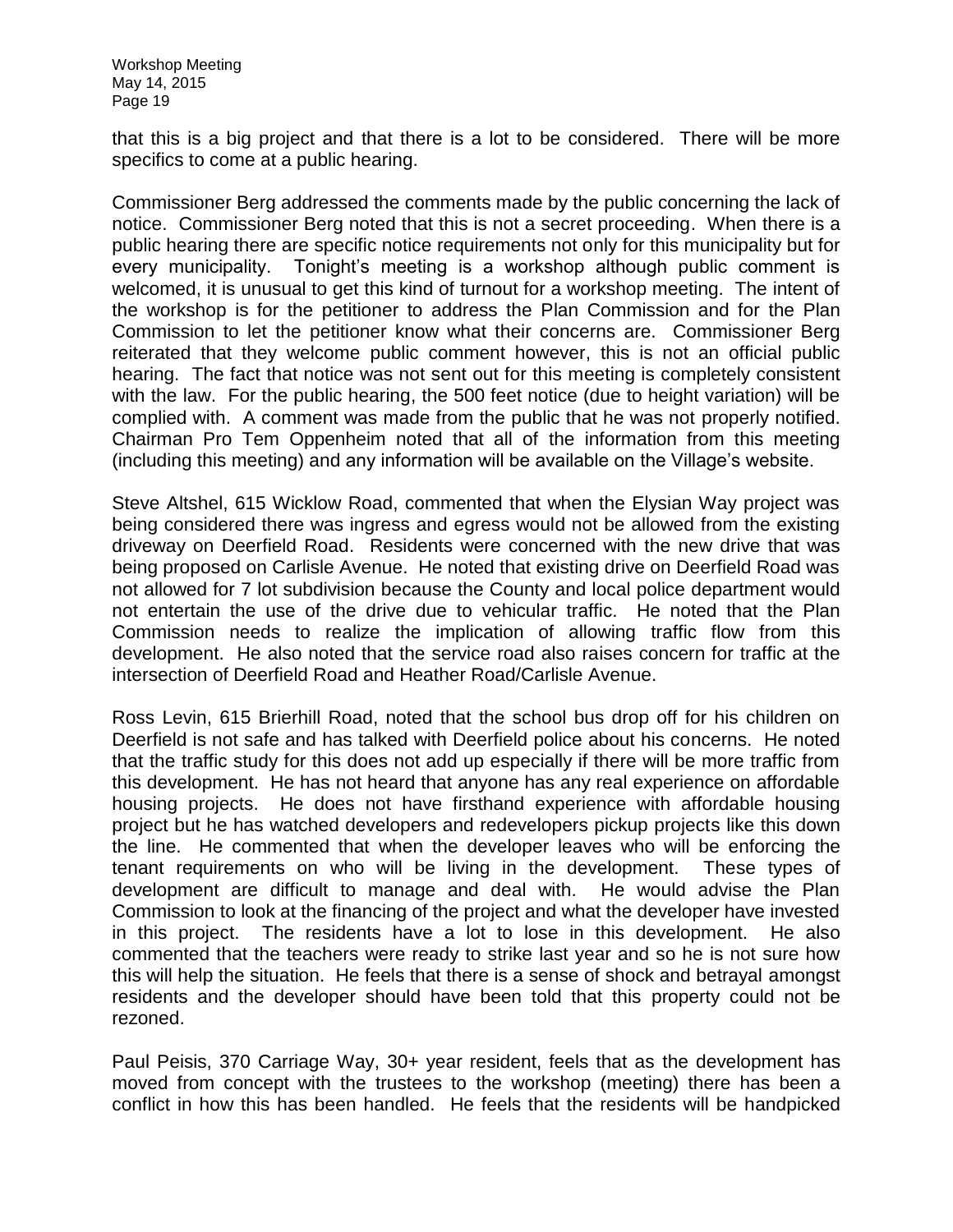that this is a big project and that there is a lot to be considered. There will be more specifics to come at a public hearing.

Commissioner Berg addressed the comments made by the public concerning the lack of notice. Commissioner Berg noted that this is not a secret proceeding. When there is a public hearing there are specific notice requirements not only for this municipality but for every municipality. Tonight's meeting is a workshop although public comment is welcomed, it is unusual to get this kind of turnout for a workshop meeting. The intent of the workshop is for the petitioner to address the Plan Commission and for the Plan Commission to let the petitioner know what their concerns are. Commissioner Berg reiterated that they welcome public comment however, this is not an official public hearing. The fact that notice was not sent out for this meeting is completely consistent with the law. For the public hearing, the 500 feet notice (due to height variation) will be complied with. A comment was made from the public that he was not properly notified. Chairman Pro Tem Oppenheim noted that all of the information from this meeting (including this meeting) and any information will be available on the Village's website.

Steve Altshel, 615 Wicklow Road, commented that when the Elysian Way project was being considered there was ingress and egress would not be allowed from the existing driveway on Deerfield Road. Residents were concerned with the new drive that was being proposed on Carlisle Avenue. He noted that existing drive on Deerfield Road was not allowed for 7 lot subdivision because the County and local police department would not entertain the use of the drive due to vehicular traffic. He noted that the Plan Commission needs to realize the implication of allowing traffic flow from this development. He also noted that the service road also raises concern for traffic at the intersection of Deerfield Road and Heather Road/Carlisle Avenue.

Ross Levin, 615 Brierhill Road, noted that the school bus drop off for his children on Deerfield is not safe and has talked with Deerfield police about his concerns. He noted that the traffic study for this does not add up especially if there will be more traffic from this development. He has not heard that anyone has any real experience on affordable housing projects. He does not have firsthand experience with affordable housing project but he has watched developers and redevelopers pickup projects like this down the line. He commented that when the developer leaves who will be enforcing the tenant requirements on who will be living in the development. These types of development are difficult to manage and deal with. He would advise the Plan Commission to look at the financing of the project and what the developer have invested in this project. The residents have a lot to lose in this development. He also commented that the teachers were ready to strike last year and so he is not sure how this will help the situation. He feels that there is a sense of shock and betrayal amongst residents and the developer should have been told that this property could not be rezoned.

Paul Peisis, 370 Carriage Way, 30+ year resident, feels that as the development has moved from concept with the trustees to the workshop (meeting) there has been a conflict in how this has been handled. He feels that the residents will be handpicked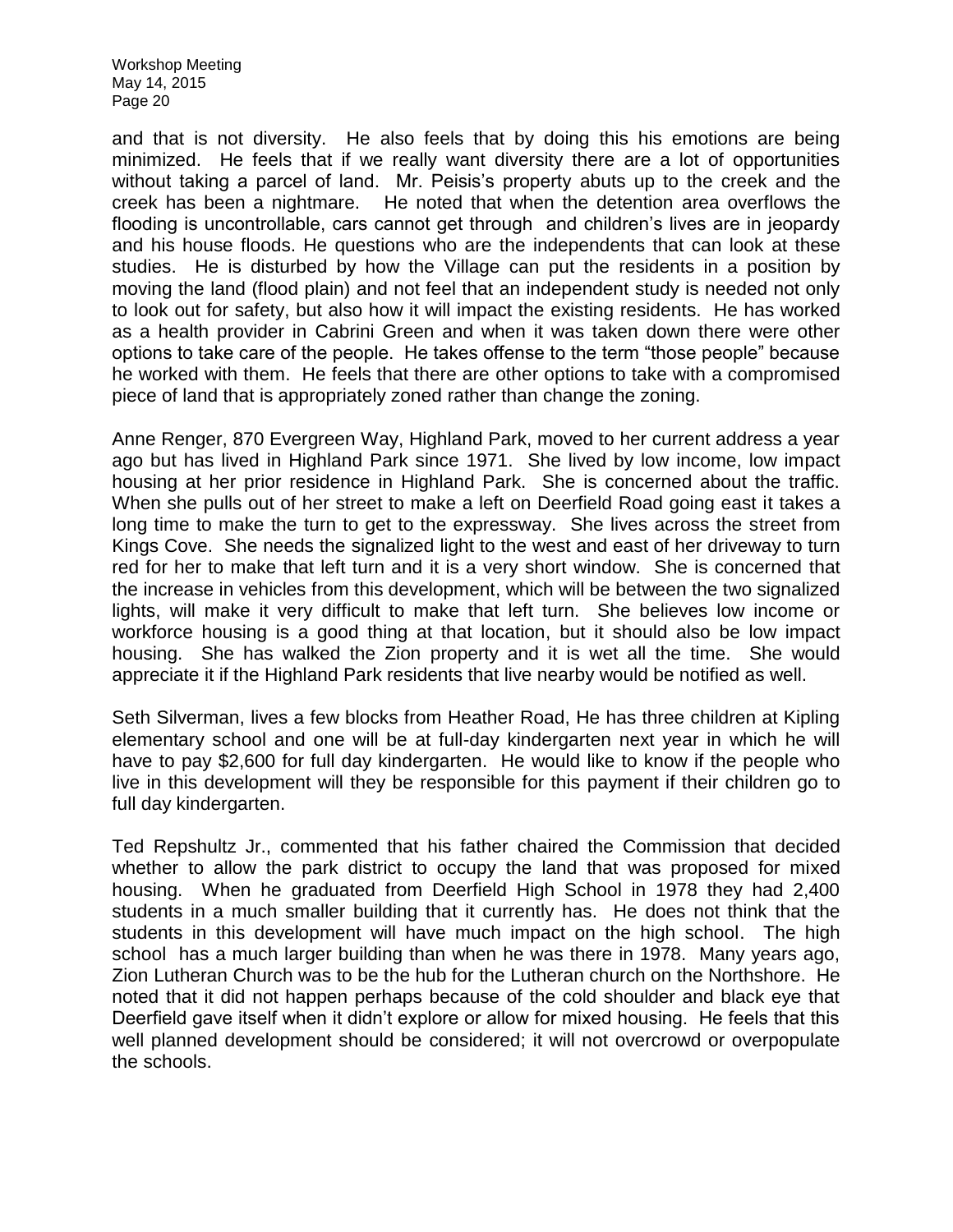and that is not diversity. He also feels that by doing this his emotions are being minimized. He feels that if we really want diversity there are a lot of opportunities without taking a parcel of land. Mr. Peisis's property abuts up to the creek and the creek has been a nightmare. He noted that when the detention area overflows the flooding is uncontrollable, cars cannot get through and children's lives are in jeopardy and his house floods. He questions who are the independents that can look at these studies. He is disturbed by how the Village can put the residents in a position by moving the land (flood plain) and not feel that an independent study is needed not only to look out for safety, but also how it will impact the existing residents. He has worked as a health provider in Cabrini Green and when it was taken down there were other options to take care of the people. He takes offense to the term "those people" because he worked with them. He feels that there are other options to take with a compromised piece of land that is appropriately zoned rather than change the zoning.

Anne Renger, 870 Evergreen Way, Highland Park, moved to her current address a year ago but has lived in Highland Park since 1971. She lived by low income, low impact housing at her prior residence in Highland Park. She is concerned about the traffic. When she pulls out of her street to make a left on Deerfield Road going east it takes a long time to make the turn to get to the expressway. She lives across the street from Kings Cove. She needs the signalized light to the west and east of her driveway to turn red for her to make that left turn and it is a very short window. She is concerned that the increase in vehicles from this development, which will be between the two signalized lights, will make it very difficult to make that left turn. She believes low income or workforce housing is a good thing at that location, but it should also be low impact housing. She has walked the Zion property and it is wet all the time. She would appreciate it if the Highland Park residents that live nearby would be notified as well.

Seth Silverman, lives a few blocks from Heather Road, He has three children at Kipling elementary school and one will be at full-day kindergarten next year in which he will have to pay $2,600 for full day kindergarten. He would like to know if the people who live in this development will they be responsible for this payment if their children go to full day kindergarten.

Ted Repshultz Jr., commented that his father chaired the Commission that decided whether to allow the park district to occupy the land that was proposed for mixed housing. When he graduated from Deerfield High School in 1978 they had 2,400 students in a much smaller building that it currently has. He does not think that the students in this development will have much impact on the high school. The high school has a much larger building than when he was there in 1978. Many years ago, Zion Lutheran Church was to be the hub for the Lutheran church on the Northshore. He noted that it did not happen perhaps because of the cold shoulder and black eye that Deerfield gave itself when it didn't explore or allow for mixed housing. He feels that this well planned development should be considered; it will not overcrowd or overpopulate the schools.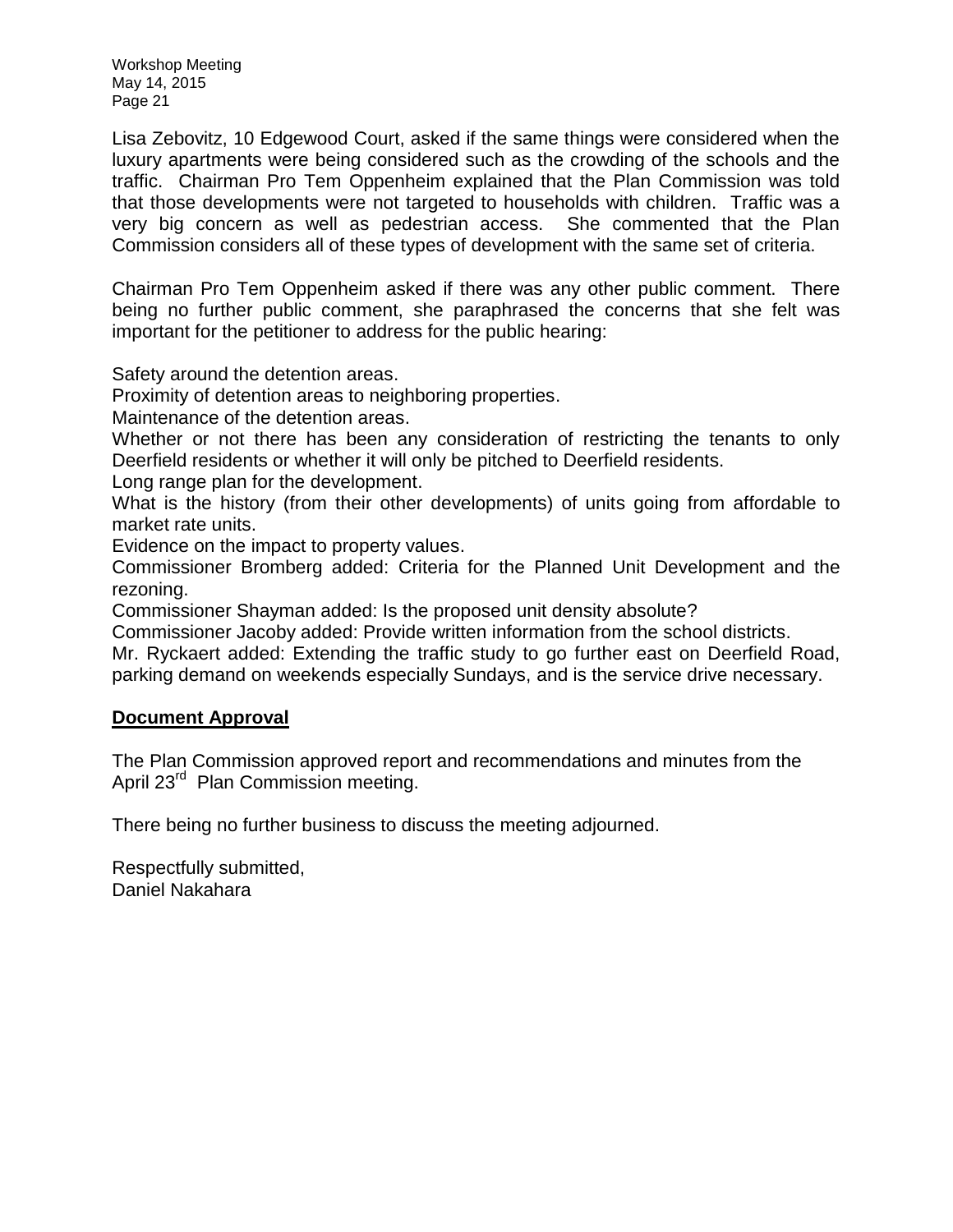Lisa Zebovitz, 10 Edgewood Court, asked if the same things were considered when the luxury apartments were being considered such as the crowding of the schools and the traffic. Chairman Pro Tem Oppenheim explained that the Plan Commission was told that those developments were not targeted to households with children. Traffic was a very big concern as well as pedestrian access. She commented that the Plan Commission considers all of these types of development with the same set of criteria.

Chairman Pro Tem Oppenheim asked if there was any other public comment. There being no further public comment, she paraphrased the concerns that she felt was important for the petitioner to address for the public hearing:

Safety around the detention areas.
Proximity of detention areas to neighboring properties.
Maintenance of the detention areas.
Whether or not there has been any consideration of restricting the tenants to only Deerfield residents or whether it will only be pitched to Deerfield residents.
Long range plan for the development.
What is the history (from their other developments) of units going from affordable to market rate units.
Evidence on the impact to property values.
Commissioner Bromberg added: Criteria for the Planned Unit Development and the rezoning.
Commissioner Shayman added: Is the proposed unit density absolute?
Commissioner Jacoby added: Provide written information from the school districts.
Mr. Ryckaert added: Extending the traffic study to go further east on Deerfield Road, parking demand on weekends especially Sundays, and is the service drive necessary.

**Document Approval**

The Plan Commission approved report and recommendations and minutes from the April 23rd Plan Commission meeting.

There being no further business to discuss the meeting adjourned.

Respectfully submitted,
Daniel Nakahara